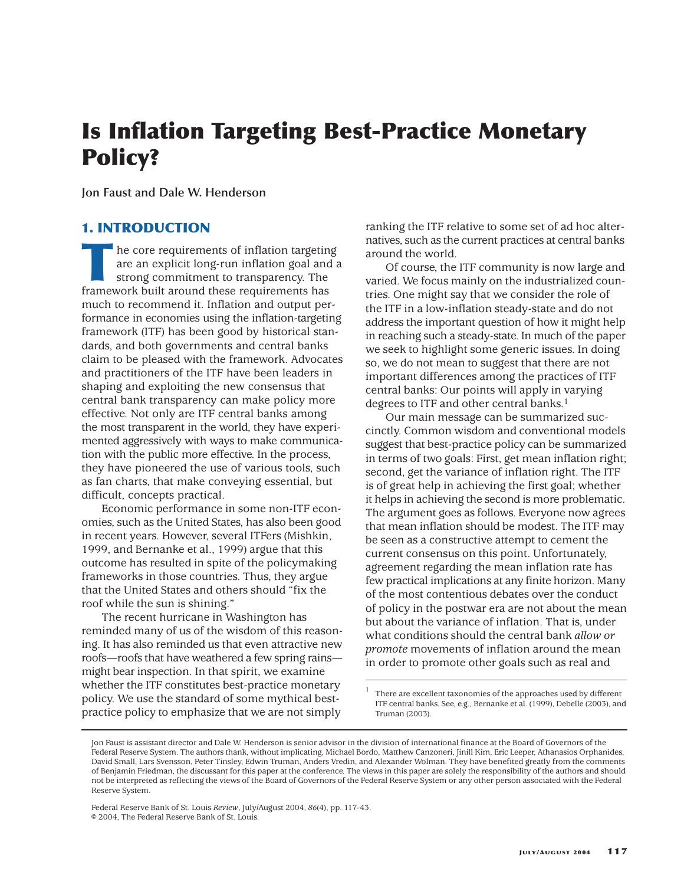# Is Inflation Targeting Best-Practice Monetary Policy?

**Jon Faust and Dale W. Henderson**

## 1. INTRODUCTION

The core requirements of inflation targeting are an explicit long-run inflation goal and a strong commitment to transparency. The framework built around these requirements has much to recommend it. Inflation and output performance in economies using the inflation-targeting framework (ITF) has been good by historical standards, and both governments and central banks claim to be pleased with the framework. Advocates and practitioners of the ITF have been leaders in shaping and exploiting the new consensus that central bank transparency can make policy more effective. Not only are ITF central banks among the most transparent in the world, they have experimented aggressively with ways to make communication with the public more effective. In the process, they have pioneered the use of various tools, such as fan charts, that make conveying essential, but difficult, concepts practical.

Economic performance in some non-ITF economies, such as the United States, has also been good in recent years. However, several ITFers (Mishkin, 1999, and Bernanke et al., 1999) argue that this outcome has resulted in spite of the policymaking frameworks in those countries. Thus, they argue that the United States and others should "fix the roof while the sun is shining."

The recent hurricane in Washington has reminded many of us of the wisdom of this reasoning. It has also reminded us that even attractive new roofs—roofs that have weathered a few spring rains—might bear inspection. In that spirit, we examine whether the ITF constitutes best-practice monetary policy. We use the standard of some mythical best-practice policy to emphasize that we are not simply ranking the ITF relative to some set of ad hoc alternatives, such as the current practices at central banks around the world.

Of course, the ITF community is now large and varied. We focus mainly on the industrialized countries. One might say that we consider the role of the ITF in a low-inflation steady-state and do not address the important question of how it might help in reaching such a steady-state. In much of the paper we seek to highlight some generic issues. In doing so, we do not mean to suggest that there are not important differences among the practices of ITF central banks: Our points will apply in varying degrees to ITF and other central banks.[1]

Our main message can be summarized succinctly. Common wisdom and conventional models suggest that best-practice policy can be summarized in terms of two goals: First, get mean inflation right; second, get the variance of inflation right. The ITF is of great help in achieving the first goal; whether it helps in achieving the second is more problematic. The argument goes as follows. Everyone now agrees that mean inflation should be modest. The ITF may be seen as a constructive attempt to cement the current consensus on this point. Unfortunately, agreement regarding the mean inflation rate has few practical implications at any finite horizon. Many of the most contentious debates over the conduct of policy in the postwar era are not about the mean but about the variance of inflation. That is, under what conditions should the central bank *allow or promote* movements of inflation around the mean in order to promote other goals such as real and

[1] There are excellent taxonomies of the approaches used by different ITF central banks. See, e.g., Bernanke et al. (1999), Debelle (2003), and Truman (2003).

Jon Faust is assistant director and Dale W. Henderson is senior advisor in the division of international finance at the Board of Governors of the Federal Reserve System. The authors thank, without implicating, Michael Bordo, Matthew Canzoneri, Jinill Kim, Eric Leeper, Athanasios Orphanides, David Small, Lars Svensson, Peter Tinsley, Edwin Truman, Anders Vredin, and Alexander Wolman. They have benefited greatly from the comments of Benjamin Friedman, the discussant for this paper at the conference. The views in this paper are solely the responsibility of the authors and should not be interpreted as reflecting the views of the Board of Governors of the Federal Reserve System or any other person associated with the Federal Reserve System.

Federal Reserve Bank of St. Louis *Review*, July/August 2004, *86*(4), pp. 117-43.
© 2004, The Federal Reserve Bank of St. Louis.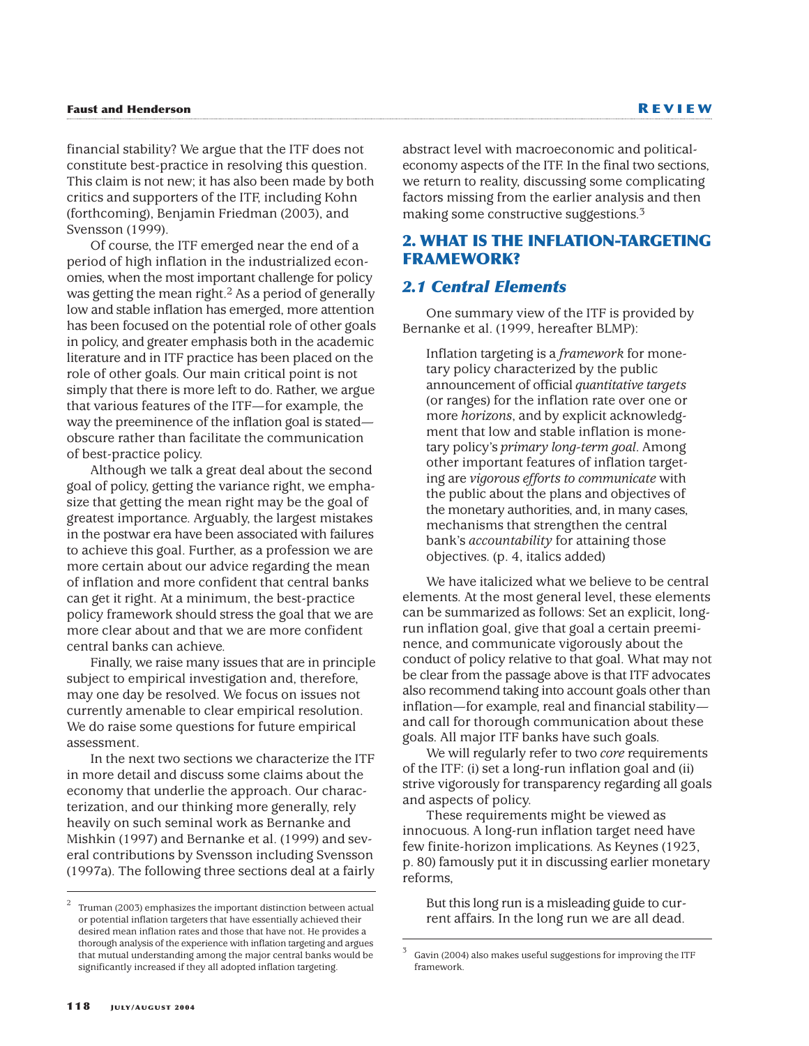financial stability? We argue that the ITF does not constitute best-practice in resolving this question. This claim is not new; it has also been made by both critics and supporters of the ITF, including Kohn (forthcoming), Benjamin Friedman (2003), and Svensson (1999).

Of course, the ITF emerged near the end of a period of high inflation in the industrialized economies, when the most important challenge for policy was getting the mean right.[2] As a period of generally low and stable inflation has emerged, more attention has been focused on the potential role of other goals in policy, and greater emphasis both in the academic literature and in ITF practice has been placed on the role of other goals. Our main critical point is not simply that there is more left to do. Rather, we argue that various features of the ITF—for example, the way the preeminence of the inflation goal is stated—obscure rather than facilitate the communication of best-practice policy.

Although we talk a great deal about the second goal of policy, getting the variance right, we emphasize that getting the mean right may be the goal of greatest importance. Arguably, the largest mistakes in the postwar era have been associated with failures to achieve this goal. Further, as a profession we are more certain about our advice regarding the mean of inflation and more confident that central banks can get it right. At a minimum, the best-practice policy framework should stress the goal that we are more clear about and that we are more confident central banks can achieve.

Finally, we raise many issues that are in principle subject to empirical investigation and, therefore, may one day be resolved. We focus on issues not currently amenable to clear empirical resolution. We do raise some questions for future empirical assessment.

In the next two sections we characterize the ITF in more detail and discuss some claims about the economy that underlie the approach. Our characterization, and our thinking more generally, rely heavily on such seminal work as Bernanke and Mishkin (1997) and Bernanke et al. (1999) and several contributions by Svensson including Svensson (1997a). The following three sections deal at a fairly abstract level with macroeconomic and political-economy aspects of the ITF. In the final two sections, we return to reality, discussing some complicating factors missing from the earlier analysis and then making some constructive suggestions.[3]

## 2. WHAT IS THE INFLATION-TARGETING FRAMEWORK?

### 2.1 Central Elements

One summary view of the ITF is provided by Bernanke et al. (1999, hereafter BLMP):

> Inflation targeting is a *framework* for monetary policy characterized by the public announcement of official *quantitative targets* (or ranges) for the inflation rate over one or more *horizons*, and by explicit acknowledgment that low and stable inflation is monetary policy's *primary long-term goal*. Among other important features of inflation targeting are *vigorous efforts to communicate* with the public about the plans and objectives of the monetary authorities, and, in many cases, mechanisms that strengthen the central bank's *accountability* for attaining those objectives. (p. 4, italics added)

We have italicized what we believe to be central elements. At the most general level, these elements can be summarized as follows: Set an explicit, long-run inflation goal, give that goal a certain preeminence, and communicate vigorously about the conduct of policy relative to that goal. What may not be clear from the passage above is that ITF advocates also recommend taking into account goals other than inflation—for example, real and financial stability—and call for thorough communication about these goals. All major ITF banks have such goals.

We will regularly refer to two *core* requirements of the ITF: (i) set a long-run inflation goal and (ii) strive vigorously for transparency regarding all goals and aspects of policy.

These requirements might be viewed as innocuous. A long-run inflation target need have few finite-horizon implications. As Keynes (1923, p. 80) famously put it in discussing earlier monetary reforms,

> But this long run is a misleading guide to current affairs. In the long run we are all dead.

---

[2] Truman (2003) emphasizes the important distinction between actual or potential inflation targeters that have essentially achieved their desired mean inflation rates and those that have not. He provides a thorough analysis of the experience with inflation targeting and argues that mutual understanding among the major central banks would be significantly increased if they all adopted inflation targeting.

[3] Gavin (2004) also makes useful suggestions for improving the ITF framework.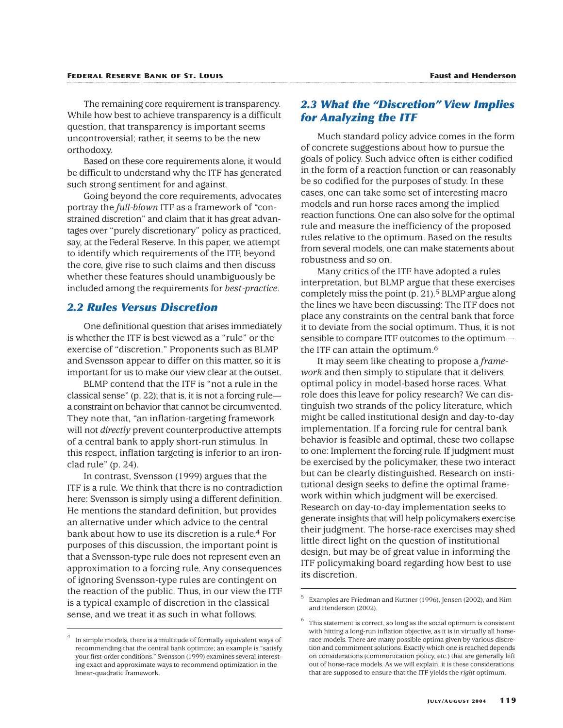The remaining core requirement is transparency. While how best to achieve transparency is a difficult question, that transparency is important seems uncontroversial; rather, it seems to be the new orthodoxy.

Based on these core requirements alone, it would be difficult to understand why the ITF has generated such strong sentiment for and against.

Going beyond the core requirements, advocates portray the *full-blown* ITF as a framework of "constrained discretion" and claim that it has great advantages over "purely discretionary" policy as practiced, say, at the Federal Reserve. In this paper, we attempt to identify which requirements of the ITF, beyond the core, give rise to such claims and then discuss whether these features should unambiguously be included among the requirements for *best-practice*.

## 2.2 Rules Versus Discretion

One definitional question that arises immediately is whether the ITF is best viewed as a "rule" or the exercise of "discretion." Proponents such as BLMP and Svensson appear to differ on this matter, so it is important for us to make our view clear at the outset.

BLMP contend that the ITF is "not a rule in the classical sense" (p. 22); that is, it is not a forcing rule—a constraint on behavior that cannot be circumvented. They note that, "an inflation-targeting framework will not *directly* prevent counterproductive attempts of a central bank to apply short-run stimulus. In this respect, inflation targeting is inferior to an iron-clad rule" (p. 24).

In contrast, Svensson (1999) argues that the ITF is a rule. We think that there is no contradiction here: Svensson is simply using a different definition. He mentions the standard definition, but provides an alternative under which advice to the central bank about how to use its discretion is a rule.[4] For purposes of this discussion, the important point is that a Svensson-type rule does not represent even an approximation to a forcing rule. Any consequences of ignoring Svensson-type rules are contingent on the reaction of the public. Thus, in our view the ITF is a typical example of discretion in the classical sense, and we treat it as such in what follows.

[4] In simple models, there is a multitude of formally equivalent ways of recommending that the central bank optimize; an example is "satisfy your first-order conditions." Svensson (1999) examines several interesting exact and approximate ways to recommend optimization in the linear-quadratic framework.

## 2.3 What the "Discretion" View Implies for Analyzing the ITF

Much standard policy advice comes in the form of concrete suggestions about how to pursue the goals of policy. Such advice often is either codified in the form of a reaction function or can reasonably be so codified for the purposes of study. In these cases, one can take some set of interesting macro models and run horse races among the implied reaction functions. One can also solve for the optimal rule and measure the inefficiency of the proposed rules relative to the optimum. Based on the results from several models, one can make statements about robustness and so on.

Many critics of the ITF have adopted a rules interpretation, but BLMP argue that these exercises completely miss the point (p. 21).[5] BLMP argue along the lines we have been discussing: The ITF does not place any constraints on the central bank that force it to deviate from the social optimum. Thus, it is not sensible to compare ITF outcomes to the optimum—the ITF can attain the optimum.[6]

It may seem like cheating to propose a *framework* and then simply to stipulate that it delivers optimal policy in model-based horse races. What role does this leave for policy research? We can distinguish two strands of the policy literature, which might be called institutional design and day-to-day implementation. If a forcing rule for central bank behavior is feasible and optimal, these two collapse to one: Implement the forcing rule. If judgment must be exercised by the policymaker, these two interact but can be clearly distinguished. Research on institutional design seeks to define the optimal framework within which judgment will be exercised. Research on day-to-day implementation seeks to generate insights that will help policymakers exercise their judgment. The horse-race exercises may shed little direct light on the question of institutional design, but may be of great value in informing the ITF policymaking board regarding how best to use its discretion.

[5] Examples are Friedman and Kuttner (1996), Jensen (2002), and Kim and Henderson (2002).

[6] This statement is correct, so long as the social optimum is consistent with hitting a long-run inflation objective, as it is in virtually all horse-race models. There are many possible optima given by various discretion and commitment solutions. Exactly which one is reached depends on considerations (communication policy, etc.) that are generally left out of horse-race models. As we will explain, it is these considerations that are supposed to ensure that the ITF yields the *right* optimum.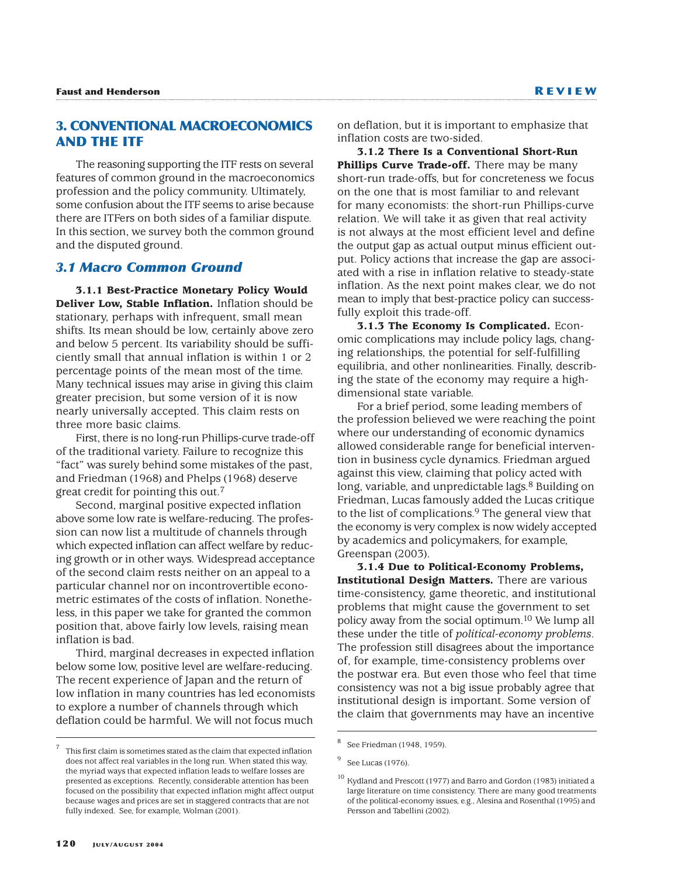## 3. CONVENTIONAL MACROECONOMICS AND THE ITF

The reasoning supporting the ITF rests on several features of common ground in the macroeconomics profession and the policy community. Ultimately, some confusion about the ITF seems to arise because there are ITFers on both sides of a familiar dispute. In this section, we survey both the common ground and the disputed ground.

### *3.1 Macro Common Ground*

**3.1.1 Best-Practice Monetary Policy Would Deliver Low, Stable Inflation.** Inflation should be stationary, perhaps with infrequent, small mean shifts. Its mean should be low, certainly above zero and below 5 percent. Its variability should be sufficiently small that annual inflation is within 1 or 2 percentage points of the mean most of the time. Many technical issues may arise in giving this claim greater precision, but some version of it is now nearly universally accepted. This claim rests on three more basic claims.

First, there is no long-run Phillips-curve trade-off of the traditional variety. Failure to recognize this "fact" was surely behind some mistakes of the past, and Friedman (1968) and Phelps (1968) deserve great credit for pointing this out.[7]

Second, marginal positive expected inflation above some low rate is welfare-reducing. The profession can now list a multitude of channels through which expected inflation can affect welfare by reducing growth or in other ways. Widespread acceptance of the second claim rests neither on an appeal to a particular channel nor on incontrovertible econometric estimates of the costs of inflation. Nonetheless, in this paper we take for granted the common position that, above fairly low levels, raising mean inflation is bad.

Third, marginal decreases in expected inflation below some low, positive level are welfare-reducing. The recent experience of Japan and the return of low inflation in many countries has led economists to explore a number of channels through which deflation could be harmful. We will not focus much on deflation, but it is important to emphasize that inflation costs are two-sided.

**3.1.2 There Is a Conventional Short-Run Phillips Curve Trade-off.** There may be many short-run trade-offs, but for concreteness we focus on the one that is most familiar to and relevant for many economists: the short-run Phillips-curve relation. We will take it as given that real activity is not always at the most efficient level and define the output gap as actual output minus efficient output. Policy actions that increase the gap are associated with a rise in inflation relative to steady-state inflation. As the next point makes clear, we do not mean to imply that best-practice policy can successfully exploit this trade-off.

**3.1.3 The Economy Is Complicated.** Economic complications may include policy lags, changing relationships, the potential for self-fulfilling equilibria, and other nonlinearities. Finally, describing the state of the economy may require a high-dimensional state variable.

For a brief period, some leading members of the profession believed we were reaching the point where our understanding of economic dynamics allowed considerable range for beneficial intervention in business cycle dynamics. Friedman argued against this view, claiming that policy acted with long, variable, and unpredictable lags.[8] Building on Friedman, Lucas famously added the Lucas critique to the list of complications.[9] The general view that the economy is very complex is now widely accepted by academics and policymakers, for example, Greenspan (2003).

**3.1.4 Due to Political-Economy Problems, Institutional Design Matters.** There are various time-consistency, game theoretic, and institutional problems that might cause the government to set policy away from the social optimum.[10] We lump all these under the title of *political-economy problems*. The profession still disagrees about the importance of, for example, time-consistency problems over the postwar era. But even those who feel that time consistency was not a big issue probably agree that institutional design is important. Some version of the claim that governments may have an incentive

---

[7] This first claim is sometimes stated as the claim that expected inflation does not affect real variables in the long run. When stated this way, the myriad ways that expected inflation leads to welfare losses are presented as exceptions. Recently, considerable attention has been focused on the possibility that expected inflation might affect output because wages and prices are set in staggered contracts that are not fully indexed. See, for example, Wolman (2001).

[8] See Friedman (1948, 1959).

[9] See Lucas (1976).

[10] Kydland and Prescott (1977) and Barro and Gordon (1983) initiated a large literature on time consistency. There are many good treatments of the political-economy issues, e.g., Alesina and Rosenthal (1995) and Persson and Tabellini (2002).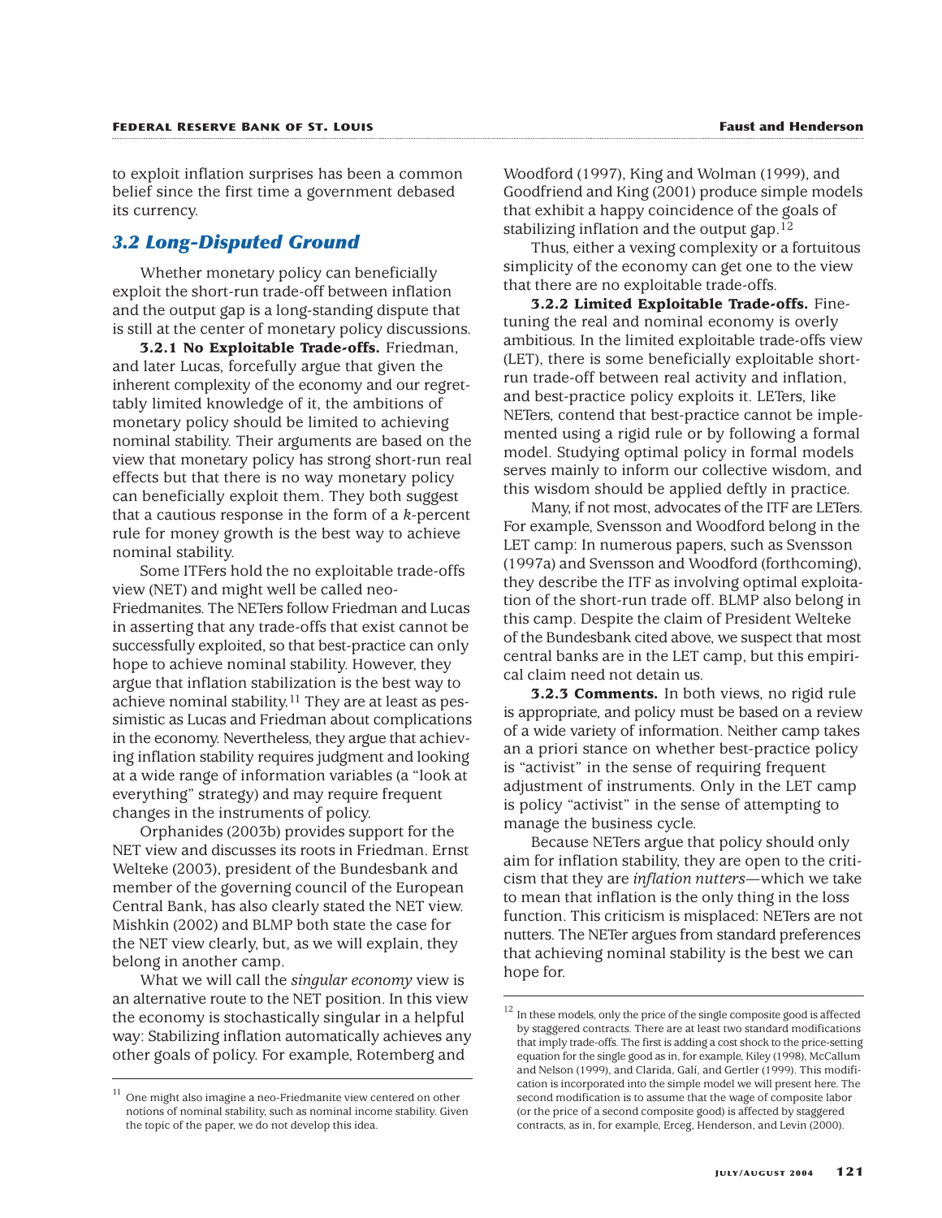to exploit inflation surprises has been a common belief since the first time a government debased its currency.

## 3.2 Long-Disputed Ground

Whether monetary policy can beneficially exploit the short-run trade-off between inflation and the output gap is a long-standing dispute that is still at the center of monetary policy discussions.

**3.2.1 No Exploitable Trade-offs.** Friedman, and later Lucas, forcefully argue that given the inherent complexity of the economy and our regrettably limited knowledge of it, the ambitions of monetary policy should be limited to achieving nominal stability. Their arguments are based on the view that monetary policy has strong short-run real effects but that there is no way monetary policy can beneficially exploit them. They both suggest that a cautious response in the form of a *k*-percent rule for money growth is the best way to achieve nominal stability.

Some ITFers hold the no exploitable trade-offs view (NET) and might well be called neo-Friedmanites. The NETers follow Friedman and Lucas in asserting that any trade-offs that exist cannot be successfully exploited, so that best-practice can only hope to achieve nominal stability. However, they argue that inflation stabilization is the best way to achieve nominal stability.[11] They are at least as pessimistic as Lucas and Friedman about complications in the economy. Nevertheless, they argue that achieving inflation stability requires judgment and looking at a wide range of information variables (a "look at everything" strategy) and may require frequent changes in the instruments of policy.

Orphanides (2003b) provides support for the NET view and discusses its roots in Friedman. Ernst Welteke (2003), president of the Bundesbank and member of the governing council of the European Central Bank, has also clearly stated the NET view. Mishkin (2002) and BLMP both state the case for the NET view clearly, but, as we will explain, they belong in another camp.

What we will call the *singular economy* view is an alternative route to the NET position. In this view the economy is stochastically singular in a helpful way: Stabilizing inflation automatically achieves any other goals of policy. For example, Rotemberg and Woodford (1997), King and Wolman (1999), and Goodfriend and King (2001) produce simple models that exhibit a happy coincidence of the goals of stabilizing inflation and the output gap.[12]

Thus, either a vexing complexity or a fortuitous simplicity of the economy can get one to the view that there are no exploitable trade-offs.

**3.2.2 Limited Exploitable Trade-offs.** Fine-tuning the real and nominal economy is overly ambitious. In the limited exploitable trade-offs view (LET), there is some beneficially exploitable short-run trade-off between real activity and inflation, and best-practice policy exploits it. LETers, like NETers, contend that best-practice cannot be implemented using a rigid rule or by following a formal model. Studying optimal policy in formal models serves mainly to inform our collective wisdom, and this wisdom should be applied deftly in practice.

Many, if not most, advocates of the ITF are LETers. For example, Svensson and Woodford belong in the LET camp: In numerous papers, such as Svensson (1997a) and Svensson and Woodford (forthcoming), they describe the ITF as involving optimal exploitation of the short-run trade off. BLMP also belong in this camp. Despite the claim of President Welteke of the Bundesbank cited above, we suspect that most central banks are in the LET camp, but this empirical claim need not detain us.

**3.2.3 Comments.** In both views, no rigid rule is appropriate, and policy must be based on a review of a wide variety of information. Neither camp takes an a priori stance on whether best-practice policy is "activist" in the sense of requiring frequent adjustment of instruments. Only in the LET camp is policy "activist" in the sense of attempting to manage the business cycle.

Because NETers argue that policy should only aim for inflation stability, they are open to the criticism that they are *inflation nutters*—which we take to mean that inflation is the only thing in the loss function. This criticism is misplaced: NETers are not nutters. The NETer argues from standard preferences that achieving nominal stability is the best we can hope for.

---

[11] One might also imagine a neo-Friedmanite view centered on other notions of nominal stability, such as nominal income stability. Given the topic of the paper, we do not develop this idea.

[12] In these models, only the price of the single composite good is affected by staggered contracts. There are at least two standard modifications that imply trade-offs. The first is adding a cost shock to the price-setting equation for the single good as in, for example, Kiley (1998), McCallum and Nelson (1999), and Clarida, Galí, and Gertler (1999). This modification is incorporated into the simple model we will present here. The second modification is to assume that the wage of composite labor (or the price of a second composite good) is affected by staggered contracts, as in, for example, Erceg, Henderson, and Levin (2000).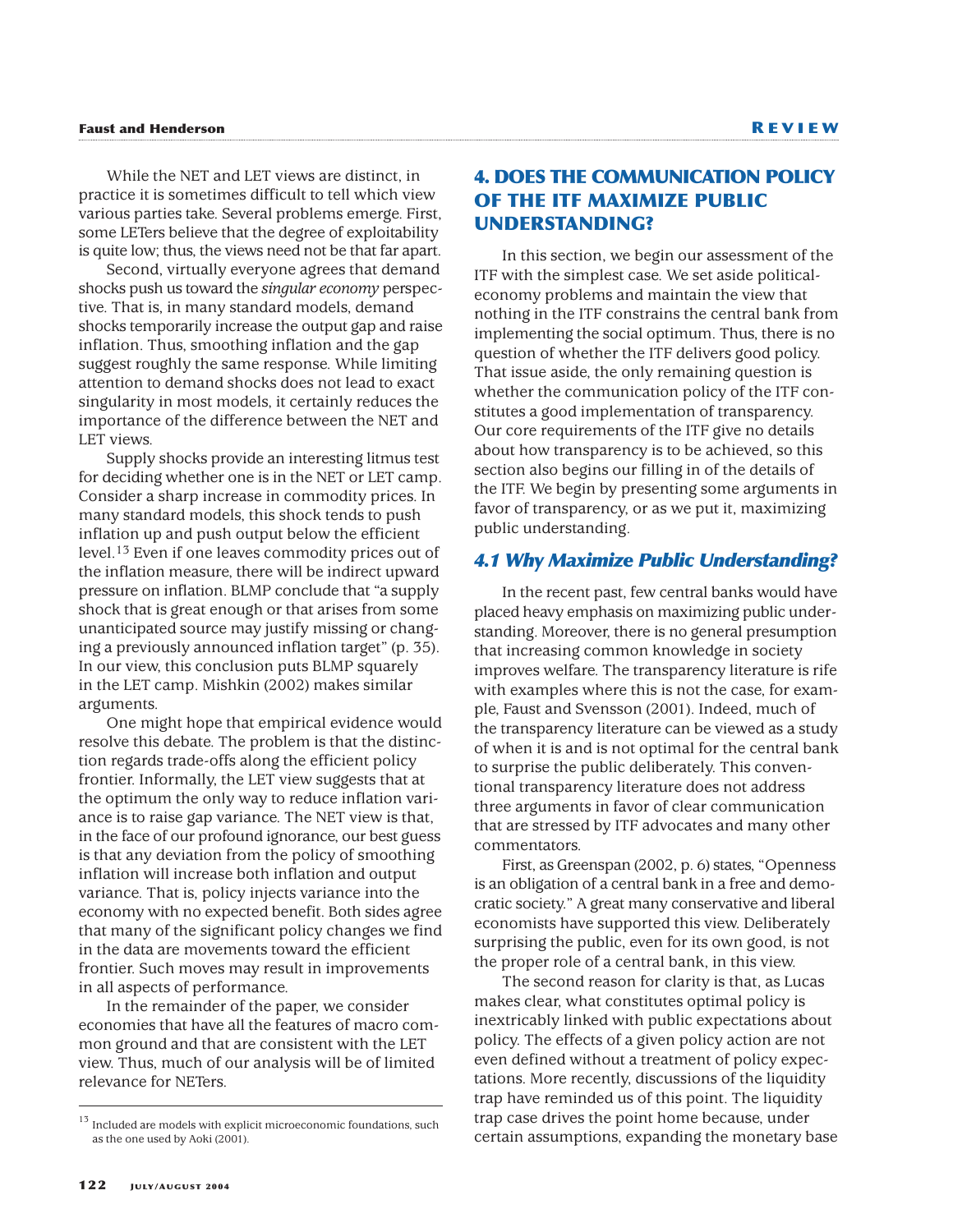While the NET and LET views are distinct, in practice it is sometimes difficult to tell which view various parties take. Several problems emerge. First, some LETers believe that the degree of exploitability is quite low; thus, the views need not be that far apart.

Second, virtually everyone agrees that demand shocks push us toward the *singular economy* perspective. That is, in many standard models, demand shocks temporarily increase the output gap and raise inflation. Thus, smoothing inflation and the gap suggest roughly the same response. While limiting attention to demand shocks does not lead to exact singularity in most models, it certainly reduces the importance of the difference between the NET and LET views.

Supply shocks provide an interesting litmus test for deciding whether one is in the NET or LET camp. Consider a sharp increase in commodity prices. In many standard models, this shock tends to push inflation up and push output below the efficient level.[13] Even if one leaves commodity prices out of the inflation measure, there will be indirect upward pressure on inflation. BLMP conclude that "a supply shock that is great enough or that arises from some unanticipated source may justify missing or changing a previously announced inflation target" (p. 35). In our view, this conclusion puts BLMP squarely in the LET camp. Mishkin (2002) makes similar arguments.

One might hope that empirical evidence would resolve this debate. The problem is that the distinction regards trade-offs along the efficient policy frontier. Informally, the LET view suggests that at the optimum the only way to reduce inflation variance is to raise gap variance. The NET view is that, in the face of our profound ignorance, our best guess is that any deviation from the policy of smoothing inflation will increase both inflation and output variance. That is, policy injects variance into the economy with no expected benefit. Both sides agree that many of the significant policy changes we find in the data are movements toward the efficient frontier. Such moves may result in improvements in all aspects of performance.

In the remainder of the paper, we consider economies that have all the features of macro common ground and that are consistent with the LET view. Thus, much of our analysis will be of limited relevance for NETers.

[13] Included are models with explicit microeconomic foundations, such as the one used by Aoki (2001).

## 4. DOES THE COMMUNICATION POLICY OF THE ITF MAXIMIZE PUBLIC UNDERSTANDING?

In this section, we begin our assessment of the ITF with the simplest case. We set aside political-economy problems and maintain the view that nothing in the ITF constrains the central bank from implementing the social optimum. Thus, there is no question of whether the ITF delivers good policy. That issue aside, the only remaining question is whether the communication policy of the ITF constitutes a good implementation of transparency. Our core requirements of the ITF give no details about how transparency is to be achieved, so this section also begins our filling in of the details of the ITF. We begin by presenting some arguments in favor of transparency, or as we put it, maximizing public understanding.

### 4.1 Why Maximize Public Understanding?

In the recent past, few central banks would have placed heavy emphasis on maximizing public understanding. Moreover, there is no general presumption that increasing common knowledge in society improves welfare. The transparency literature is rife with examples where this is not the case, for example, Faust and Svensson (2001). Indeed, much of the transparency literature can be viewed as a study of when it is and is not optimal for the central bank to surprise the public deliberately. This conventional transparency literature does not address three arguments in favor of clear communication that are stressed by ITF advocates and many other commentators.

First, as Greenspan (2002, p. 6) states, "Openness is an obligation of a central bank in a free and democratic society." A great many conservative and liberal economists have supported this view. Deliberately surprising the public, even for its own good, is not the proper role of a central bank, in this view.

The second reason for clarity is that, as Lucas makes clear, what constitutes optimal policy is inextricably linked with public expectations about policy. The effects of a given policy action are not even defined without a treatment of policy expectations. More recently, discussions of the liquidity trap have reminded us of this point. The liquidity trap case drives the point home because, under certain assumptions, expanding the monetary base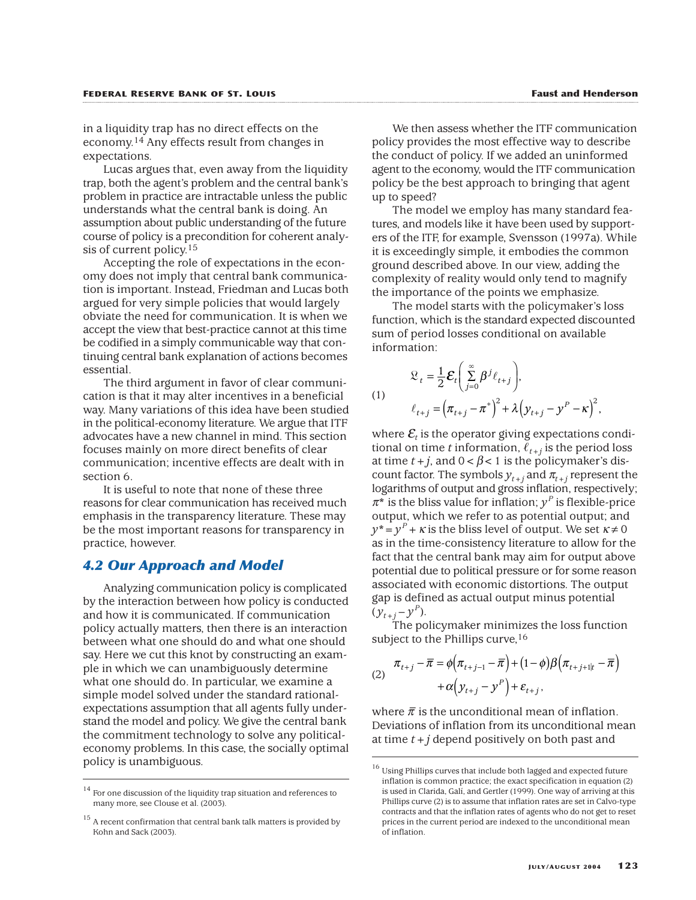in a liquidity trap has no direct effects on the economy.[14] Any effects result from changes in expectations.

Lucas argues that, even away from the liquidity trap, both the agent's problem and the central bank's problem in practice are intractable unless the public understands what the central bank is doing. An assumption about public understanding of the future course of policy is a precondition for coherent analysis of current policy.[15]

Accepting the role of expectations in the economy does not imply that central bank communication is important. Instead, Friedman and Lucas both argued for very simple policies that would largely obviate the need for communication. It is when we accept the view that best-practice cannot at this time be codified in a simply communicable way that continuing central bank explanation of actions becomes essential.

The third argument in favor of clear communication is that it may alter incentives in a beneficial way. Many variations of this idea have been studied in the political-economy literature. We argue that ITF advocates have a new channel in mind. This section focuses mainly on more direct benefits of clear communication; incentive effects are dealt with in section 6.

It is useful to note that none of these three reasons for clear communication has received much emphasis in the transparency literature. These may be the most important reasons for transparency in practice, however.

## 4.2 Our Approach and Model

Analyzing communication policy is complicated by the interaction between how policy is conducted and how it is communicated. If communication policy actually matters, then there is an interaction between what one should do and what one should say. Here we cut this knot by constructing an example in which we can unambiguously determine what one should do. In particular, we examine a simple model solved under the standard rational-expectations assumption that all agents fully understand the model and policy. We give the central bank the commitment technology to solve any political-economy problems. In this case, the socially optimal policy is unambiguous.

We then assess whether the ITF communication policy provides the most effective way to describe the conduct of policy. If we added an uninformed agent to the economy, would the ITF communication policy be the best approach to bringing that agent up to speed?

The model we employ has many standard features, and models like it have been used by supporters of the ITF, for example, Svensson (1997a). While it is exceedingly simple, it embodies the common ground described above. In our view, adding the complexity of reality would only tend to magnify the importance of the points we emphasize.

The model starts with the policymaker's loss function, which is the standard expected discounted sum of period losses conditional on available information:

$$
(1) \qquad
\begin{aligned}
\mathfrak{L}_t &= \frac{1}{2}\mathcal{E}_t\left(\sum_{j=0}^{\infty}\beta^j \ell_{t+j}\right), \\
\ell_{t+j} &= \left(\pi_{t+j}-\pi^*\right)^2 + \lambda\left(y_{t+j}-y^P-\kappa\right)^2,
\end{aligned}
$$

where $\mathcal{E}_t$ is the operator giving expectations conditional on time $t$ information, $\ell_{t+j}$ is the period loss at time $t+j$, and $0<\beta<1$ is the policymaker's discount factor. The symbols $y_{t+j}$ and $\pi_{t+j}$ represent the logarithms of output and gross inflation, respectively; $\pi^*$ is the bliss value for inflation; $y^P$ is flexible-price output, which we refer to as potential output; and $y^* = y^P + \kappa$ is the bliss level of output. We set $\kappa \neq 0$ as in the time-consistency literature to allow for the fact that the central bank may aim for output above potential due to political pressure or for some reason associated with economic distortions. The output gap is defined as actual output minus potential $(y_{t+j} - y^P)$.

The policymaker minimizes the loss function subject to the Phillips curve,[16]

$$
(2) \qquad
\begin{aligned}
\pi_{t+j}-\bar{\pi} &= \phi\left(\pi_{t+j-1}-\bar{\pi}\right) + (1-\phi)\beta\left(\pi_{t+j+1|t}-\bar{\pi}\right) \\
&\quad + \alpha\left(y_{t+j}-y^P\right) + \varepsilon_{t+j},
\end{aligned}
$$

where $\bar{\pi}$ is the unconditional mean of inflation. Deviations of inflation from its unconditional mean at time $t+j$ depend positively on both past and

---

[14] For one discussion of the liquidity trap situation and references to many more, see Clouse et al. (2003).

[15] A recent confirmation that central bank talk matters is provided by Kohn and Sack (2003).

[16] Using Phillips curves that include both lagged and expected future inflation is common practice; the exact specification in equation (2) is used in Clarida, Galí, and Gertler (1999). One way of arriving at this Phillips curve (2) is to assume that inflation rates are set in Calvo-type contracts and that the inflation rates of agents who do not get to reset prices in the current period are indexed to the unconditional mean of inflation.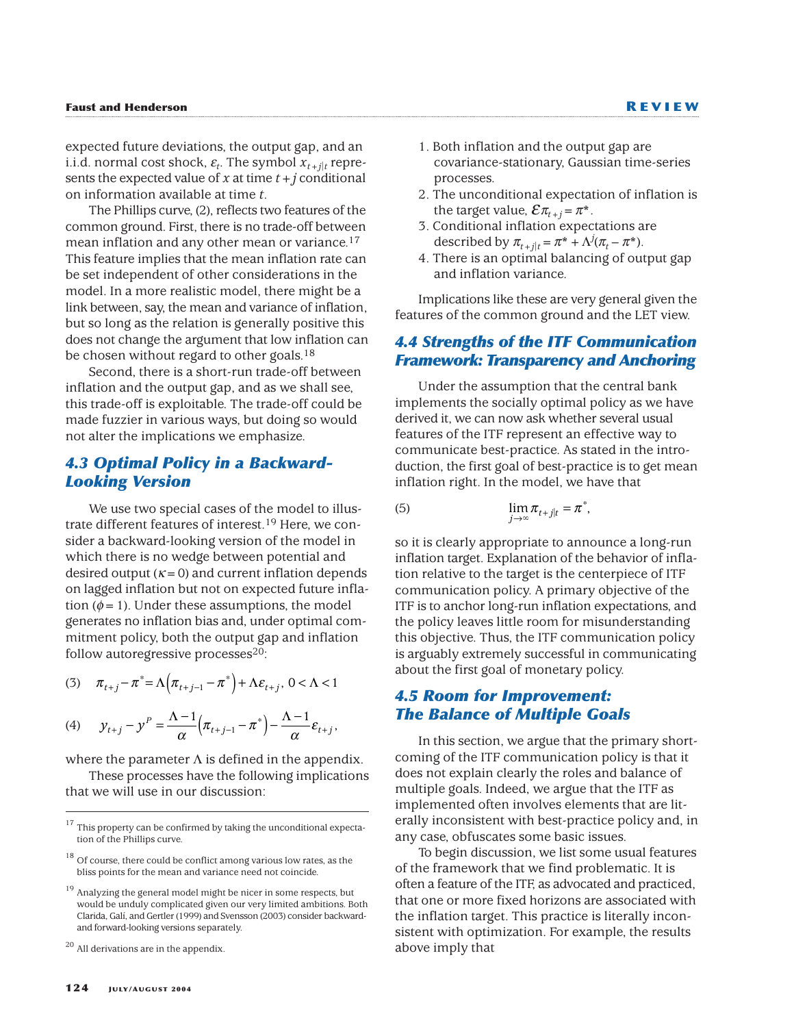expected future deviations, the output gap, and an i.i.d. normal cost shock, $\varepsilon_t$. The symbol $x_{t+j|t}$ represents the expected value of $x$ at time $t+j$ conditional on information available at time $t$.

The Phillips curve, (2), reflects two features of the common ground. First, there is no trade-off between mean inflation and any other mean or variance.[17] This feature implies that the mean inflation rate can be set independent of other considerations in the model. In a more realistic model, there might be a link between, say, the mean and variance of inflation, but so long as the relation is generally positive this does not change the argument that low inflation can be chosen without regard to other goals.[18]

Second, there is a short-run trade-off between inflation and the output gap, and as we shall see, this trade-off is exploitable. The trade-off could be made fuzzier in various ways, but doing so would not alter the implications we emphasize.

## 4.3 Optimal Policy in a Backward-Looking Version

We use two special cases of the model to illustrate different features of interest.[19] Here, we consider a backward-looking version of the model in which there is no wedge between potential and desired output ($\kappa = 0$) and current inflation depends on lagged inflation but not on expected future inflation ($\phi = 1$). Under these assumptions, the model generates no inflation bias and, under optimal commitment policy, both the output gap and inflation follow autoregressive processes[20]:

$$\pi_{t+j} - \pi^* = \Lambda\left(\pi_{t+j-1} - \pi^*\right) + \Lambda\varepsilon_{t+j},\ 0 < \Lambda < 1 \tag{3}$$

$$y_{t+j} - y^P = \frac{\Lambda - 1}{\alpha}\left(\pi_{t+j-1} - \pi^*\right) - \frac{\Lambda - 1}{\alpha}\varepsilon_{t+j}, \tag{4}$$

where the parameter $\Lambda$ is defined in the appendix.

These processes have the following implications that we will use in our discussion:

1. Both inflation and the output gap are covariance-stationary, Gaussian time-series processes.
2. The unconditional expectation of inflation is the target value, $\mathcal{E}\pi_{t+j} = \pi^*$.
3. Conditional inflation expectations are described by $\pi_{t+j|t} = \pi^* + \Lambda^j(\pi_t - \pi^*)$.
4. There is an optimal balancing of output gap and inflation variance.

Implications like these are very general given the features of the common ground and the LET view.

## 4.4 Strengths of the ITF Communication Framework: Transparency and Anchoring

Under the assumption that the central bank implements the socially optimal policy as we have derived it, we can now ask whether several usual features of the ITF represent an effective way to communicate best-practice. As stated in the introduction, the first goal of best-practice is to get mean inflation right. In the model, we have that

$$\lim_{j\to\infty} \pi_{t+j|t} = \pi^*, \tag{5}$$

so it is clearly appropriate to announce a long-run inflation target. Explanation of the behavior of inflation relative to the target is the centerpiece of ITF communication policy. A primary objective of the ITF is to anchor long-run inflation expectations, and the policy leaves little room for misunderstanding this objective. Thus, the ITF communication policy is arguably extremely successful in communicating about the first goal of monetary policy.

## 4.5 Room for Improvement: The Balance of Multiple Goals

In this section, we argue that the primary shortcoming of the ITF communication policy is that it does not explain clearly the roles and balance of multiple goals. Indeed, we argue that the ITF as implemented often involves elements that are literally inconsistent with best-practice policy and, in any case, obfuscates some basic issues.

To begin discussion, we list some usual features of the framework that we find problematic. It is often a feature of the ITF, as advocated and practiced, that one or more fixed horizons are associated with the inflation target. This practice is literally inconsistent with optimization. For example, the results above imply that

---

[17] This property can be confirmed by taking the unconditional expectation of the Phillips curve.

[18] Of course, there could be conflict among various low rates, as the bliss points for the mean and variance need not coincide.

[19] Analyzing the general model might be nicer in some respects, but would be unduly complicated given our very limited ambitions. Both Clarida, Galí, and Gertler (1999) and Svensson (2003) consider backward- and forward-looking versions separately.

[20] All derivations are in the appendix.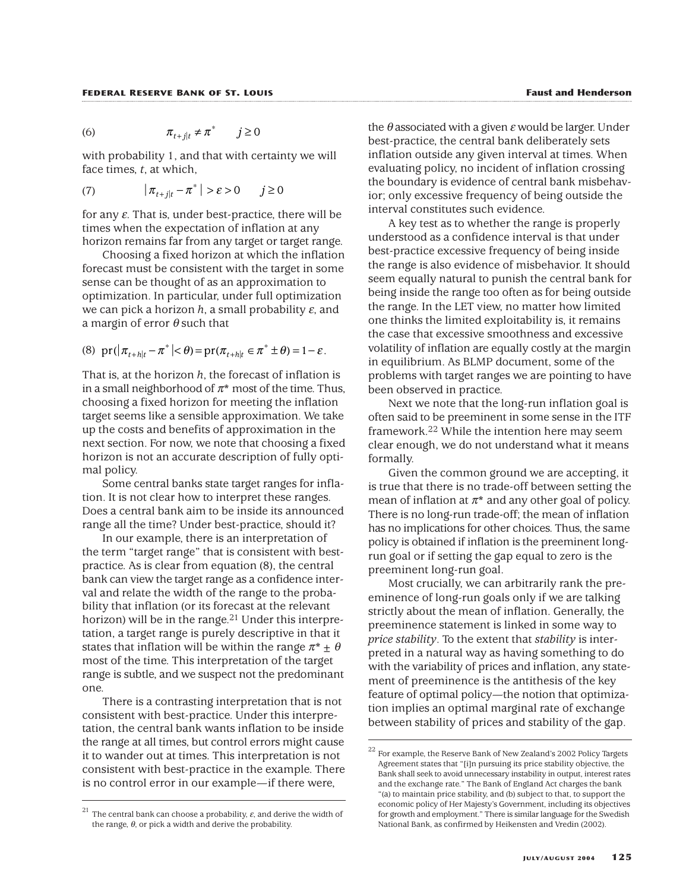$$\pi_{t+j|t} \neq \pi^* \qquad j \geq 0 \tag{6}$$

with probability 1, and that with certainty we will face times, $t$, at which,

$$|\pi_{t+j|t} - \pi^*| > \varepsilon > 0 \qquad j \geq 0 \tag{7}$$

for any $\varepsilon$. That is, under best-practice, there will be times when the expectation of inflation at any horizon remains far from any target or target range.

Choosing a fixed horizon at which the inflation forecast must be consistent with the target in some sense can be thought of as an approximation to optimization. In particular, under full optimization we can pick a horizon $h$, a small probability $\varepsilon$, and a margin of error $\theta$ such that

$$\text{pr}(|\pi_{t+h|t} - \pi^*| < \theta) = \text{pr}(\pi_{t+h|t} \in \pi^* \pm \theta) = 1 - \varepsilon. \tag{8}$$

That is, at the horizon $h$, the forecast of inflation is in a small neighborhood of $\pi^*$ most of the time. Thus, choosing a fixed horizon for meeting the inflation target seems like a sensible approximation. We take up the costs and benefits of approximation in the next section. For now, we note that choosing a fixed horizon is not an accurate description of fully optimal policy.

Some central banks state target ranges for inflation. It is not clear how to interpret these ranges. Does a central bank aim to be inside its announced range all the time? Under best-practice, should it?

In our example, there is an interpretation of the term "target range" that is consistent with best-practice. As is clear from equation (8), the central bank can view the target range as a confidence interval and relate the width of the range to the probability that inflation (or its forecast at the relevant horizon) will be in the range.[21] Under this interpretation, a target range is purely descriptive in that it states that inflation will be within the range $\pi^* \pm \theta$ most of the time. This interpretation of the target range is subtle, and we suspect not the predominant one.

There is a contrasting interpretation that is not consistent with best-practice. Under this interpretation, the central bank wants inflation to be inside the range at all times, but control errors might cause it to wander out at times. This interpretation is not consistent with best-practice in the example. There is no control error in our example—if there were, the $\theta$ associated with a given $\varepsilon$ would be larger. Under best-practice, the central bank deliberately sets inflation outside any given interval at times. When evaluating policy, no incident of inflation crossing the boundary is evidence of central bank misbehavior; only excessive frequency of being outside the interval constitutes such evidence.

A key test as to whether the range is properly understood as a confidence interval is that under best-practice excessive frequency of being inside the range is also evidence of misbehavior. It should seem equally natural to punish the central bank for being inside the range too often as for being outside the range. In the LET view, no matter how limited one thinks the limited exploitability is, it remains the case that excessive smoothness and excessive volatility of inflation are equally costly at the margin in equilibrium. As BLMP document, some of the problems with target ranges we are pointing to have been observed in practice.

Next we note that the long-run inflation goal is often said to be preeminent in some sense in the ITF framework.[22] While the intention here may seem clear enough, we do not understand what it means formally.

Given the common ground we are accepting, it is true that there is no trade-off between setting the mean of inflation at $\pi^*$ and any other goal of policy. There is no long-run trade-off; the mean of inflation has no implications for other choices. Thus, the same policy is obtained if inflation is the preeminent long-run goal or if setting the gap equal to zero is the preeminent long-run goal.

Most crucially, we can arbitrarily rank the preeminence of long-run goals only if we are talking strictly about the mean of inflation. Generally, the preeminence statement is linked in some way to *price stability*. To the extent that *stability* is interpreted in a natural way as having something to do with the variability of prices and inflation, any statement of preeminence is the antithesis of the key feature of optimal policy—the notion that optimization implies an optimal marginal rate of exchange between stability of prices and stability of the gap.

---

[21] The central bank can choose a probability, $\varepsilon$, and derive the width of the range, $\theta$, or pick a width and derive the probability.

[22] For example, the Reserve Bank of New Zealand's 2002 Policy Targets Agreement states that "[i]n pursuing its price stability objective, the Bank shall seek to avoid unnecessary instability in output, interest rates and the exchange rate." The Bank of England Act charges the bank "(a) to maintain price stability, and (b) subject to that, to support the economic policy of Her Majesty's Government, including its objectives for growth and employment." There is similar language for the Swedish National Bank, as confirmed by Heikensten and Vredin (2002).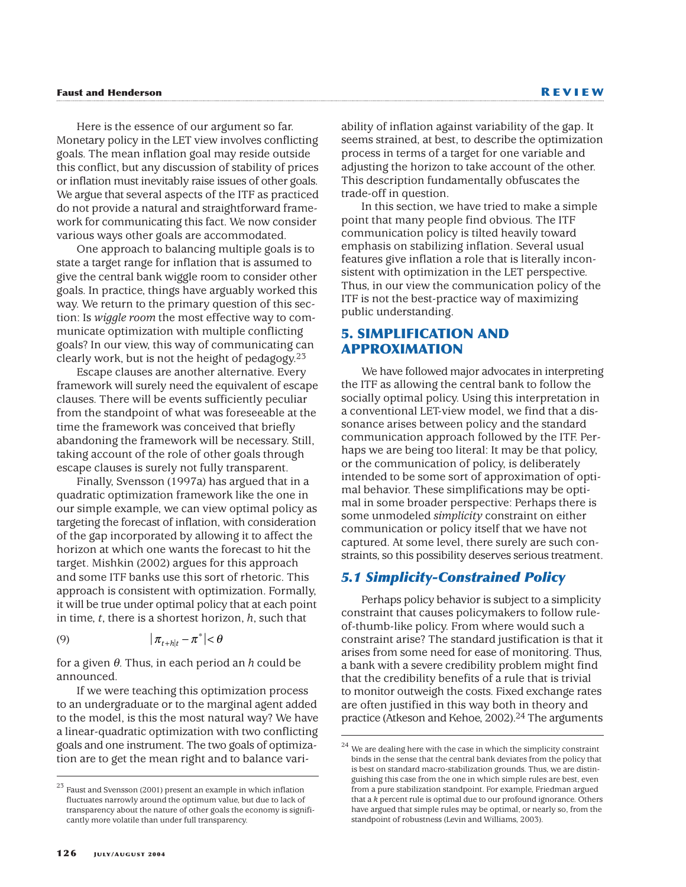Here is the essence of our argument so far. Monetary policy in the LET view involves conflicting goals. The mean inflation goal may reside outside this conflict, but any discussion of stability of prices or inflation must inevitably raise issues of other goals. We argue that several aspects of the ITF as practiced do not provide a natural and straightforward framework for communicating this fact. We now consider various ways other goals are accommodated.

One approach to balancing multiple goals is to state a target range for inflation that is assumed to give the central bank wiggle room to consider other goals. In practice, things have arguably worked this way. We return to the primary question of this section: Is *wiggle room* the most effective way to communicate optimization with multiple conflicting goals? In our view, this way of communicating can clearly work, but is not the height of pedagogy.[23]

Escape clauses are another alternative. Every framework will surely need the equivalent of escape clauses. There will be events sufficiently peculiar from the standpoint of what was foreseeable at the time the framework was conceived that briefly abandoning the framework will be necessary. Still, taking account of the role of other goals through escape clauses is surely not fully transparent.

Finally, Svensson (1997a) has argued that in a quadratic optimization framework like the one in our simple example, we can view optimal policy as targeting the forecast of inflation, with consideration of the gap incorporated by allowing it to affect the horizon at which one wants the forecast to hit the target. Mishkin (2002) argues for this approach and some ITF banks use this sort of rhetoric. This approach is consistent with optimization. Formally, it will be true under optimal policy that at each point in time, $t$, there is a shortest horizon, $h$, such that

$$|\pi_{t+h|t} - \pi^*| < \theta \tag{9}$$

for a given $\theta$. Thus, in each period an $h$ could be announced.

If we were teaching this optimization process to an undergraduate or to the marginal agent added to the model, is this the most natural way? We have a linear-quadratic optimization with two conflicting goals and one instrument. The two goals of optimization are to get the mean right and to balance variability of inflation against variability of the gap. It seems strained, at best, to describe the optimization process in terms of a target for one variable and adjusting the horizon to take account of the other. This description fundamentally obfuscates the trade-off in question.

In this section, we have tried to make a simple point that many people find obvious. The ITF communication policy is tilted heavily toward emphasis on stabilizing inflation. Several usual features give inflation a role that is literally inconsistent with optimization in the LET perspective. Thus, in our view the communication policy of the ITF is not the best-practice way of maximizing public understanding.

## 5. SIMPLIFICATION AND APPROXIMATION

We have followed major advocates in interpreting the ITF as allowing the central bank to follow the socially optimal policy. Using this interpretation in a conventional LET-view model, we find that a dissonance arises between policy and the standard communication approach followed by the ITF. Perhaps we are being too literal: It may be that policy, or the communication of policy, is deliberately intended to be some sort of approximation of optimal behavior. These simplifications may be optimal in some broader perspective: Perhaps there is some unmodeled *simplicity* constraint on either communication or policy itself that we have not captured. At some level, there surely are such constraints, so this possibility deserves serious treatment.

### 5.1 Simplicity-Constrained Policy

Perhaps policy behavior is subject to a simplicity constraint that causes policymakers to follow rule-of-thumb-like policy. From where would such a constraint arise? The standard justification is that it arises from some need for ease of monitoring. Thus, a bank with a severe credibility problem might find that the credibility benefits of a rule that is trivial to monitor outweigh the costs. Fixed exchange rates are often justified in this way both in theory and practice (Atkeson and Kehoe, 2002).[24] The arguments

---

[23] Faust and Svensson (2001) present an example in which inflation fluctuates narrowly around the optimum value, but due to lack of transparency about the nature of other goals the economy is significantly more volatile than under full transparency.

[24] We are dealing here with the case in which the simplicity constraint binds in the sense that the central bank deviates from the policy that is best on standard macro-stabilization grounds. Thus, we are distinguishing this case from the one in which simple rules are best, even from a pure stabilization standpoint. For example, Friedman argued that a $k$ percent rule is optimal due to our profound ignorance. Others have argued that simple rules may be optimal, or nearly so, from the standpoint of robustness (Levin and Williams, 2003).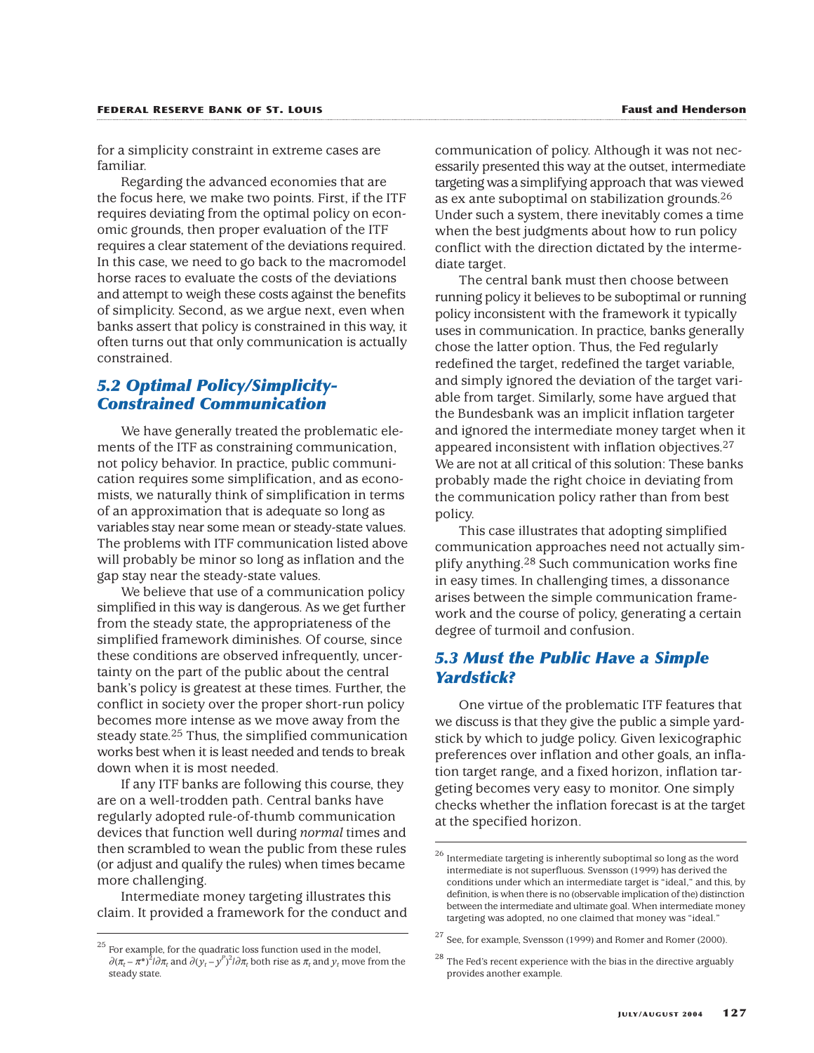for a simplicity constraint in extreme cases are familiar.

Regarding the advanced economies that are the focus here, we make two points. First, if the ITF requires deviating from the optimal policy on economic grounds, then proper evaluation of the ITF requires a clear statement of the deviations required. In this case, we need to go back to the macromodel horse races to evaluate the costs of the deviations and attempt to weigh these costs against the benefits of simplicity. Second, as we argue next, even when banks assert that policy is constrained in this way, it often turns out that only communication is actually constrained.

### *5.2 Optimal Policy/Simplicity-Constrained Communication*

We have generally treated the problematic elements of the ITF as constraining communication, not policy behavior. In practice, public communication requires some simplification, and as economists, we naturally think of simplification in terms of an approximation that is adequate so long as variables stay near some mean or steady-state values. The problems with ITF communication listed above will probably be minor so long as inflation and the gap stay near the steady-state values.

We believe that use of a communication policy simplified in this way is dangerous. As we get further from the steady state, the appropriateness of the simplified framework diminishes. Of course, since these conditions are observed infrequently, uncertainty on the part of the public about the central bank's policy is greatest at these times. Further, the conflict in society over the proper short-run policy becomes more intense as we move away from the steady state.[25] Thus, the simplified communication works best when it is least needed and tends to break down when it is most needed.

If any ITF banks are following this course, they are on a well-trodden path. Central banks have regularly adopted rule-of-thumb communication devices that function well during *normal* times and then scrambled to wean the public from these rules (or adjust and qualify the rules) when times became more challenging.

Intermediate money targeting illustrates this claim. It provided a framework for the conduct and communication of policy. Although it was not necessarily presented this way at the outset, intermediate targeting was a simplifying approach that was viewed as ex ante suboptimal on stabilization grounds.[26] Under such a system, there inevitably comes a time when the best judgments about how to run policy conflict with the direction dictated by the intermediate target.

The central bank must then choose between running policy it believes to be suboptimal or running policy inconsistent with the framework it typically uses in communication. In practice, banks generally chose the latter option. Thus, the Fed regularly redefined the target, redefined the target variable, and simply ignored the deviation of the target variable from target. Similarly, some have argued that the Bundesbank was an implicit inflation targeter and ignored the intermediate money target when it appeared inconsistent with inflation objectives.[27] We are not at all critical of this solution: These banks probably made the right choice in deviating from the communication policy rather than from best policy.

This case illustrates that adopting simplified communication approaches need not actually simplify anything.[28] Such communication works fine in easy times. In challenging times, a dissonance arises between the simple communication framework and the course of policy, generating a certain degree of turmoil and confusion.

### *5.3 Must the Public Have a Simple Yardstick?*

One virtue of the problematic ITF features that we discuss is that they give the public a simple yardstick by which to judge policy. Given lexicographic preferences over inflation and other goals, an inflation target range, and a fixed horizon, inflation targeting becomes very easy to monitor. One simply checks whether the inflation forecast is at the target at the specified horizon.

---

[25] For example, for the quadratic loss function used in the model, $\partial(\pi_t - \pi^*)^2/\partial\pi_t$ and $\partial(y_t - y^P)^2/\partial\pi_t$ both rise as $\pi_t$ and $y_t$ move from the steady state.

[26] Intermediate targeting is inherently suboptimal so long as the word intermediate is not superfluous. Svensson (1999) has derived the conditions under which an intermediate target is "ideal," and this, by definition, is when there is no (observable implication of the) distinction between the intermediate and ultimate goal. When intermediate money targeting was adopted, no one claimed that money was "ideal."

[27] See, for example, Svensson (1999) and Romer and Romer (2000).

[28] The Fed's recent experience with the bias in the directive arguably provides another example.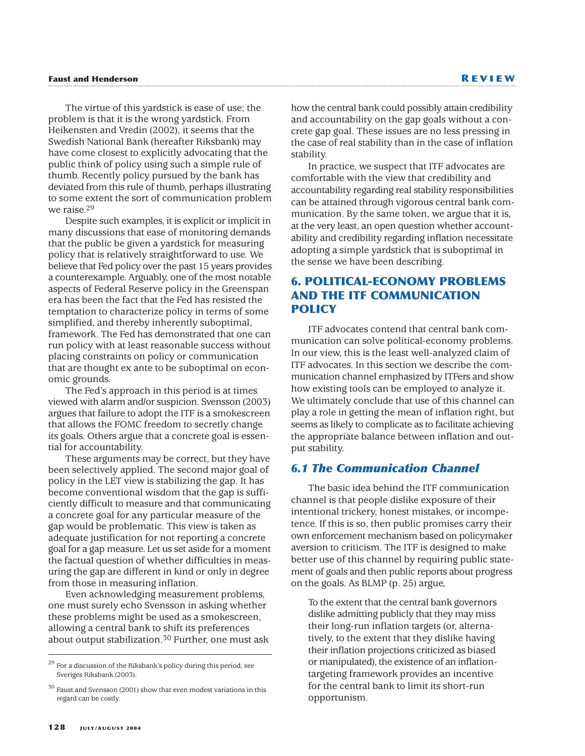The virtue of this yardstick is ease of use; the problem is that it is the wrong yardstick. From Heikensten and Vredin (2002), it seems that the Swedish National Bank (hereafter Riksbank) may have come closest to explicitly advocating that the public think of policy using such a simple rule of thumb. Recently policy pursued by the bank has deviated from this rule of thumb, perhaps illustrating to some extent the sort of communication problem we raise.[29]

Despite such examples, it is explicit or implicit in many discussions that ease of monitoring demands that the public be given a yardstick for measuring policy that is relatively straightforward to use. We believe that Fed policy over the past 15 years provides a counterexample. Arguably, one of the most notable aspects of Federal Reserve policy in the Greenspan era has been the fact that the Fed has resisted the temptation to characterize policy in terms of some simplified, and thereby inherently suboptimal, framework. The Fed has demonstrated that one can run policy with at least reasonable success without placing constraints on policy or communication that are thought ex ante to be suboptimal on economic grounds.

The Fed's approach in this period is at times viewed with alarm and/or suspicion. Svensson (2003) argues that failure to adopt the ITF is a smokescreen that allows the FOMC freedom to secretly change its goals. Others argue that a concrete goal is essential for accountability.

These arguments may be correct, but they have been selectively applied. The second major goal of policy in the LET view is stabilizing the gap. It has become conventional wisdom that the gap is sufficiently difficult to measure and that communicating a concrete goal for any particular measure of the gap would be problematic. This view is taken as adequate justification for not reporting a concrete goal for a gap measure. Let us set aside for a moment the factual question of whether difficulties in measuring the gap are different in kind or only in degree from those in measuring inflation.

Even acknowledging measurement problems, one must surely echo Svensson in asking whether these problems might be used as a smokescreen, allowing a central bank to shift its preferences about output stabilization.[30] Further, one must ask how the central bank could possibly attain credibility and accountability on the gap goals without a concrete gap goal. These issues are no less pressing in the case of real stability than in the case of inflation stability.

In practice, we suspect that ITF advocates are comfortable with the view that credibility and accountability regarding real stability responsibilities can be attained through vigorous central bank communication. By the same token, we argue that it is, at the very least, an open question whether accountability and credibility regarding inflation necessitate adopting a simple yardstick that is suboptimal in the sense we have been describing.

## 6. POLITICAL-ECONOMY PROBLEMS AND THE ITF COMMUNICATION POLICY

ITF advocates contend that central bank communication can solve political-economy problems. In our view, this is the least well-analyzed claim of ITF advocates. In this section we describe the communication channel emphasized by ITFers and show how existing tools can be employed to analyze it. We ultimately conclude that use of this channel can play a role in getting the mean of inflation right, but seems as likely to complicate as to facilitate achieving the appropriate balance between inflation and output stability.

### *6.1 The Communication Channel*

The basic idea behind the ITF communication channel is that people dislike exposure of their intentional trickery, honest mistakes, or incompetence. If this is so, then public promises carry their own enforcement mechanism based on policymaker aversion to criticism. The ITF is designed to make better use of this channel by requiring public statement of goals and then public reports about progress on the goals. As BLMP (p. 25) argue,

> To the extent that the central bank governors dislike admitting publicly that they may miss their long-run inflation targets (or, alternatively, to the extent that they dislike having their inflation projections criticized as biased or manipulated), the existence of an inflation-targeting framework provides an incentive for the central bank to limit its short-run opportunism.

---

[29] For a discussion of the Riksbank's policy during this period, see Sveriges Riksbank (2003).

[30] Faust and Svensson (2001) show that even modest variations in this regard can be costly.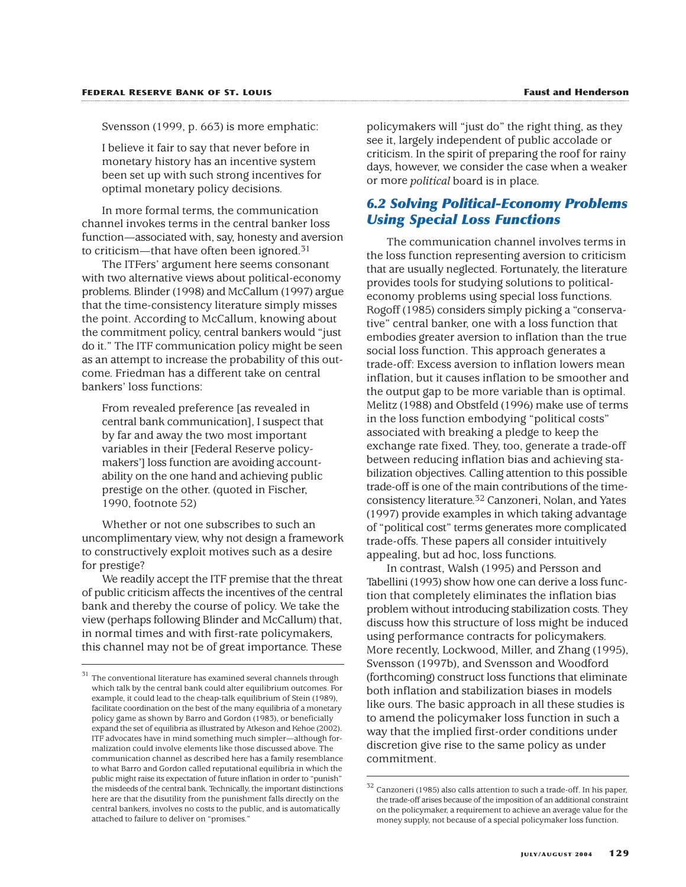Svensson (1999, p. 663) is more emphatic:

> I believe it fair to say that never before in monetary history has an incentive system been set up with such strong incentives for optimal monetary policy decisions.

In more formal terms, the communication channel invokes terms in the central banker loss function—associated with, say, honesty and aversion to criticism—that have often been ignored.[31]

The ITFers' argument here seems consonant with two alternative views about political-economy problems. Blinder (1998) and McCallum (1997) argue that the time-consistency literature simply misses the point. According to McCallum, knowing about the commitment policy, central bankers would "just do it." The ITF communication policy might be seen as an attempt to increase the probability of this outcome. Friedman has a different take on central bankers' loss functions:

> From revealed preference [as revealed in central bank communication], I suspect that by far and away the two most important variables in their [Federal Reserve policymakers'] loss function are avoiding accountability on the one hand and achieving public prestige on the other. (quoted in Fischer, 1990, footnote 52)

Whether or not one subscribes to such an uncomplimentary view, why not design a framework to constructively exploit motives such as a desire for prestige?

We readily accept the ITF premise that the threat of public criticism affects the incentives of the central bank and thereby the course of policy. We take the view (perhaps following Blinder and McCallum) that, in normal times and with first-rate policymakers, this channel may not be of great importance. These policymakers will "just do" the right thing, as they see it, largely independent of public accolade or criticism. In the spirit of preparing the roof for rainy days, however, we consider the case when a weaker or more *political* board is in place.

## 6.2 Solving Political-Economy Problems Using Special Loss Functions

The communication channel involves terms in the loss function representing aversion to criticism that are usually neglected. Fortunately, the literature provides tools for studying solutions to political-economy problems using special loss functions. Rogoff (1985) considers simply picking a "conservative" central banker, one with a loss function that embodies greater aversion to inflation than the true social loss function. This approach generates a trade-off: Excess aversion to inflation lowers mean inflation, but it causes inflation to be smoother and the output gap to be more variable than is optimal. Melitz (1988) and Obstfeld (1996) make use of terms in the loss function embodying "political costs" associated with breaking a pledge to keep the exchange rate fixed. They, too, generate a trade-off between reducing inflation bias and achieving stabilization objectives. Calling attention to this possible trade-off is one of the main contributions of the time-consistency literature.[32] Canzoneri, Nolan, and Yates (1997) provide examples in which taking advantage of "political cost" terms generates more complicated trade-offs. These papers all consider intuitively appealing, but ad hoc, loss functions.

In contrast, Walsh (1995) and Persson and Tabellini (1993) show how one can derive a loss function that completely eliminates the inflation bias problem without introducing stabilization costs. They discuss how this structure of loss might be induced using performance contracts for policymakers. More recently, Lockwood, Miller, and Zhang (1995), Svensson (1997b), and Svensson and Woodford (forthcoming) construct loss functions that eliminate both inflation and stabilization biases in models like ours. The basic approach in all these studies is to amend the policymaker loss function in such a way that the implied first-order conditions under discretion give rise to the same policy as under commitment.

---

[31] The conventional literature has examined several channels through which talk by the central bank could alter equilibrium outcomes. For example, it could lead to the cheap-talk equilibrium of Stein (1989), facilitate coordination on the best of the many equilibria of a monetary policy game as shown by Barro and Gordon (1983), or beneficially expand the set of equilibria as illustrated by Atkeson and Kehoe (2002). ITF advocates have in mind something much simpler—although formalization could involve elements like those discussed above. The communication channel as described here has a family resemblance to what Barro and Gordon called reputational equilibria in which the public might raise its expectation of future inflation in order to "punish" the misdeeds of the central bank. Technically, the important distinctions here are that the disutility from the punishment falls directly on the central bankers, involves no costs to the public, and is automatically attached to failure to deliver on "promises."

[32] Canzoneri (1985) also calls attention to such a trade-off. In his paper, the trade-off arises because of the imposition of an additional constraint on the policymaker, a requirement to achieve an average value for the money supply, not because of a special policymaker loss function.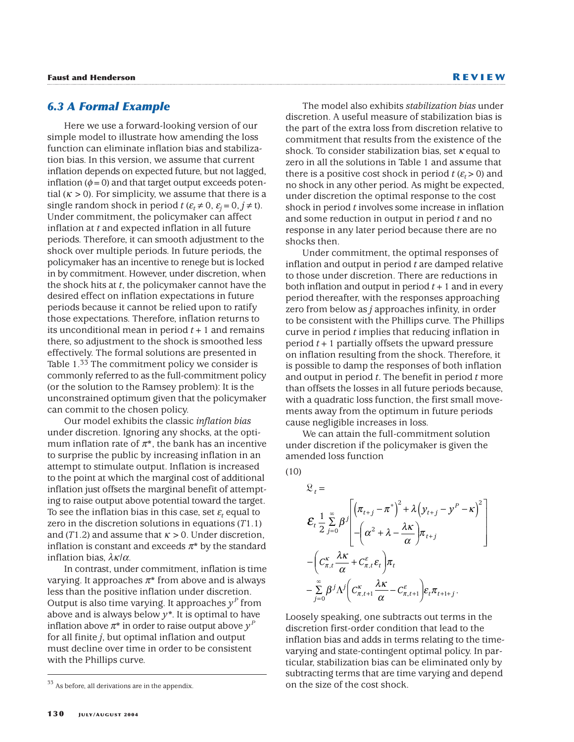### 6.3 A Formal Example

Here we use a forward-looking version of our simple model to illustrate how amending the loss function can eliminate inflation bias and stabilization bias. In this version, we assume that current inflation depends on expected future, but not lagged, inflation ($\phi = 0$) and that target output exceeds potential ($\kappa > 0$). For simplicity, we assume that there is a single random shock in period $t$ ($\varepsilon_t \neq 0$, $\varepsilon_j = 0$, $j \neq t$). Under commitment, the policymaker can affect inflation at $t$ and expected inflation in all future periods. Therefore, it can smooth adjustment to the shock over multiple periods. In future periods, the policymaker has an incentive to renege but is locked in by commitment. However, under discretion, when the shock hits at $t$, the policymaker cannot have the desired effect on inflation expectations in future periods because it cannot be relied upon to ratify those expectations. Therefore, inflation returns to its unconditional mean in period $t+1$ and remains there, so adjustment to the shock is smoothed less effectively. The formal solutions are presented in Table 1.[33] The commitment policy we consider is commonly referred to as the full-commitment policy (or the solution to the Ramsey problem): It is the unconstrained optimum given that the policymaker can commit to the chosen policy.

Our model exhibits the classic *inflation bias* under discretion. Ignoring any shocks, at the optimum inflation rate of $\pi^*$, the bank has an incentive to surprise the public by increasing inflation in an attempt to stimulate output. Inflation is increased to the point at which the marginal cost of additional inflation just offsets the marginal benefit of attempting to raise output above potential toward the target. To see the inflation bias in this case, set $\varepsilon_t$ equal to zero in the discretion solutions in equations ($T1.1$) and ($T1.2$) and assume that $\kappa > 0$. Under discretion, inflation is constant and exceeds $\pi^*$ by the standard inflation bias, $\lambda\kappa/\alpha$.

In contrast, under commitment, inflation is time varying. It approaches $\pi^*$ from above and is always less than the positive inflation under discretion. Output is also time varying. It approaches $y^P$ from above and is always below $y^*$. It is optimal to have inflation above $\pi^*$ in order to raise output above $y^P$ for all finite $j$, but optimal inflation and output must decline over time in order to be consistent with the Phillips curve.

The model also exhibits *stabilization bias* under discretion. A useful measure of stabilization bias is the part of the extra loss from discretion relative to commitment that results from the existence of the shock. To consider stabilization bias, set $\kappa$ equal to zero in all the solutions in Table 1 and assume that there is a positive cost shock in period $t$ ($\varepsilon_t > 0$) and no shock in any other period. As might be expected, under discretion the optimal response to the cost shock in period $t$ involves some increase in inflation and some reduction in output in period $t$ and no response in any later period because there are no shocks then.

Under commitment, the optimal responses of inflation and output in period $t$ are damped relative to those under discretion. There are reductions in both inflation and output in period $t+1$ and in every period thereafter, with the responses approaching zero from below as $j$ approaches infinity, in order to be consistent with the Phillips curve. The Phillips curve in period $t$ implies that reducing inflation in period $t+1$ partially offsets the upward pressure on inflation resulting from the shock. Therefore, it is possible to damp the responses of both inflation and output in period $t$. The benefit in period $t$ more than offsets the losses in all future periods because, with a quadratic loss function, the first small movements away from the optimum in future periods cause negligible increases in loss.

We can attain the full-commitment solution under discretion if the policymaker is given the amended loss function

(10)

$$
\begin{aligned}
\mathfrak{L}_t = \; & \mathcal{E}_t \frac{1}{2} \sum_{j=0}^{\infty} \beta^j \left[ \begin{array}{l} \left(\pi_{t+j} - \pi^*\right)^2 + \lambda\left(y_{t+j} - y^P - \kappa\right)^2 \\ -\left(\alpha^2 + \lambda - \dfrac{\lambda\kappa}{\alpha}\right)\pi_{t+j} \end{array} \right] \\
& -\left(C^{\kappa}_{\pi,t}\frac{\lambda\kappa}{\alpha} + C^{\varepsilon}_{\pi,t}\varepsilon_t\right)\pi_t \\
& -\sum_{j=0}^{\infty} \beta^j \Lambda^j \left(C^{\kappa}_{\pi,t+1}\frac{\lambda\kappa}{\alpha} - C^{\varepsilon}_{\pi,t+1}\right)\varepsilon_t \pi_{t+1+j}.
\end{aligned}
$$

Loosely speaking, one subtracts out terms in the discretion first-order condition that lead to the inflation bias and adds in terms relating to the time-varying and state-contingent optimal policy. In particular, stabilization bias can be eliminated only by subtracting terms that are time varying and depend on the size of the cost shock.

[33] As before, all derivations are in the appendix.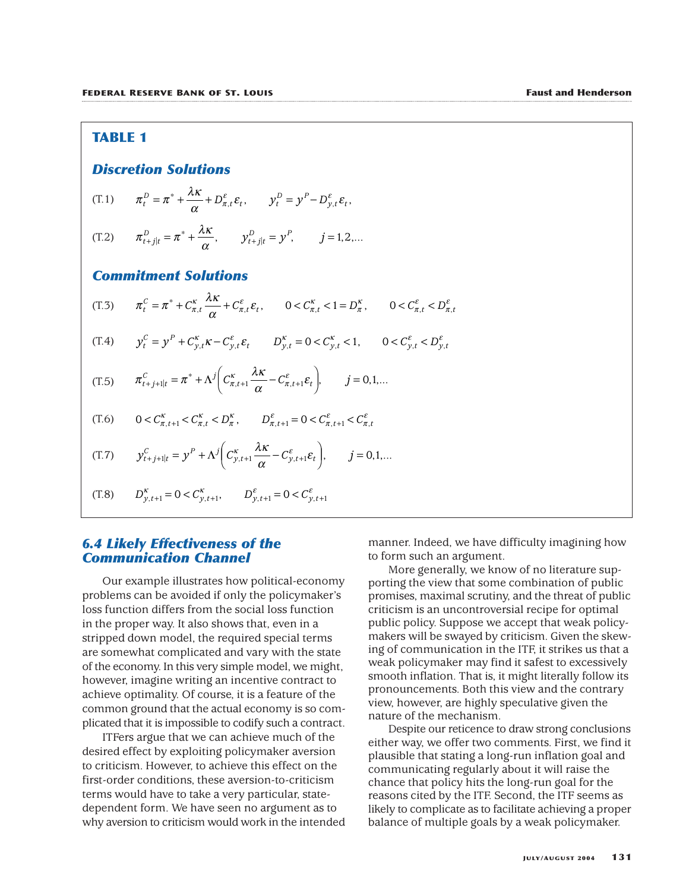## TABLE 1

### *Discretion Solutions*

(T.1) $$\pi_t^D = \pi^* + \frac{\lambda\kappa}{\alpha} + D_{\pi,t}^{\varepsilon}\varepsilon_t, \qquad y_t^D = y^P - D_{y,t}^{\varepsilon}\varepsilon_t,$$

(T.2) $$\pi_{t+j|t}^D = \pi^* + \frac{\lambda\kappa}{\alpha}, \qquad y_{t+j|t}^D = y^P, \qquad j = 1,2,\ldots$$

### *Commitment Solutions*

(T.3) $$\pi_t^C = \pi^* + C_{\pi,t}^{\kappa}\frac{\lambda\kappa}{\alpha} + C_{\pi,t}^{\varepsilon}\varepsilon_t, \qquad 0 < C_{\pi,t}^{\kappa} < 1 = D_{\pi}^{\kappa}, \qquad 0 < C_{\pi,t}^{\varepsilon} < D_{\pi,t}^{\varepsilon}$$

(T.4) $$y_t^C = y^P + C_{y,t}^{\kappa}\kappa - C_{y,t}^{\varepsilon}\varepsilon_t \qquad D_{y,t}^{\kappa} = 0 < C_{y,t}^{\kappa} < 1, \qquad 0 < C_{y,t}^{\varepsilon} < D_{y,t}^{\varepsilon}$$

(T.5) $$\pi_{t+j+1|t}^C = \pi^* + \Lambda^j\left(C_{\pi,t+1}^{\kappa}\frac{\lambda\kappa}{\alpha} - C_{\pi,t+1}^{\varepsilon}\varepsilon_t\right), \qquad j = 0,1,\ldots$$

(T.6) $$0 < C_{\pi,t+1}^{\kappa} < C_{\pi,t}^{\kappa} < D_{\pi}^{\kappa}, \qquad D_{\pi,t+1}^{\varepsilon} = 0 < C_{\pi,t+1}^{\varepsilon} < C_{\pi,t}^{\varepsilon}$$

(T.7) $$y_{t+j+1|t}^C = y^P + \Lambda^j\left(C_{y,t+1}^{\kappa}\frac{\lambda\kappa}{\alpha} - C_{y,t+1}^{\varepsilon}\varepsilon_t\right), \qquad j = 0,1,\ldots$$

(T.8) $$D_{y,t+1}^{\kappa} = 0 < C_{y,t+1}^{\kappa}, \qquad D_{y,t+1}^{\varepsilon} = 0 < C_{y,t+1}^{\varepsilon}$$

### *6.4 Likely Effectiveness of the Communication Channel*

Our example illustrates how political-economy problems can be avoided if only the policymaker's loss function differs from the social loss function in the proper way. It also shows that, even in a stripped down model, the required special terms are somewhat complicated and vary with the state of the economy. In this very simple model, we might, however, imagine writing an incentive contract to achieve optimality. Of course, it is a feature of the common ground that the actual economy is so complicated that it is impossible to codify such a contract.

ITFers argue that we can achieve much of the desired effect by exploiting policymaker aversion to criticism. However, to achieve this effect on the first-order conditions, these aversion-to-criticism terms would have to take a very particular, state-dependent form. We have seen no argument as to why aversion to criticism would work in the intended manner. Indeed, we have difficulty imagining how to form such an argument.

More generally, we know of no literature supporting the view that some combination of public promises, maximal scrutiny, and the threat of public criticism is an uncontroversial recipe for optimal public policy. Suppose we accept that weak policymakers will be swayed by criticism. Given the skewing of communication in the ITF, it strikes us that a weak policymaker may find it safest to excessively smooth inflation. That is, it might literally follow its pronouncements. Both this view and the contrary view, however, are highly speculative given the nature of the mechanism.

Despite our reticence to draw strong conclusions either way, we offer two comments. First, we find it plausible that stating a long-run inflation goal and communicating regularly about it will raise the chance that policy hits the long-run goal for the reasons cited by the ITF. Second, the ITF seems as likely to complicate as to facilitate achieving a proper balance of multiple goals by a weak policymaker.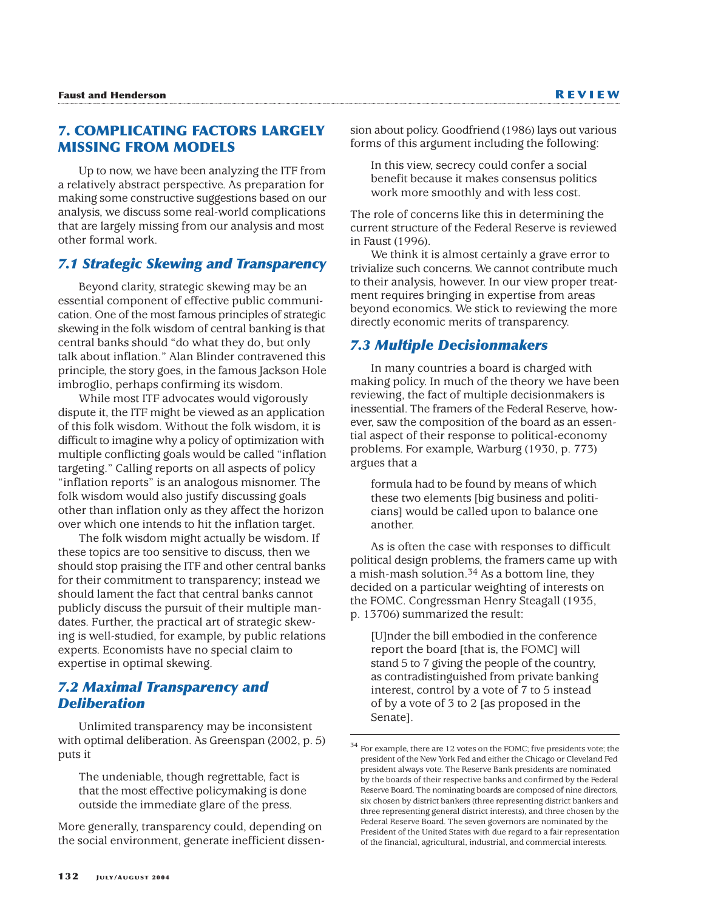## 7. COMPLICATING FACTORS LARGELY MISSING FROM MODELS

Up to now, we have been analyzing the ITF from a relatively abstract perspective. As preparation for making some constructive suggestions based on our analysis, we discuss some real-world complications that are largely missing from our analysis and most other formal work.

### 7.1 Strategic Skewing and Transparency

Beyond clarity, strategic skewing may be an essential component of effective public communication. One of the most famous principles of strategic skewing in the folk wisdom of central banking is that central banks should "do what they do, but only talk about inflation." Alan Blinder contravened this principle, the story goes, in the famous Jackson Hole imbroglio, perhaps confirming its wisdom.

While most ITF advocates would vigorously dispute it, the ITF might be viewed as an application of this folk wisdom. Without the folk wisdom, it is difficult to imagine why a policy of optimization with multiple conflicting goals would be called "inflation targeting." Calling reports on all aspects of policy "inflation reports" is an analogous misnomer. The folk wisdom would also justify discussing goals other than inflation only as they affect the horizon over which one intends to hit the inflation target.

The folk wisdom might actually be wisdom. If these topics are too sensitive to discuss, then we should stop praising the ITF and other central banks for their commitment to transparency; instead we should lament the fact that central banks cannot publicly discuss the pursuit of their multiple mandates. Further, the practical art of strategic skewing is well-studied, for example, by public relations experts. Economists have no special claim to expertise in optimal skewing.

### 7.2 Maximal Transparency and Deliberation

Unlimited transparency may be inconsistent with optimal deliberation. As Greenspan (2002, p. 5) puts it

> The undeniable, though regrettable, fact is that the most effective policymaking is done outside the immediate glare of the press.

More generally, transparency could, depending on the social environment, generate inefficient dissension about policy. Goodfriend (1986) lays out various forms of this argument including the following:

> In this view, secrecy could confer a social benefit because it makes consensus politics work more smoothly and with less cost.

The role of concerns like this in determining the current structure of the Federal Reserve is reviewed in Faust (1996).

We think it is almost certainly a grave error to trivialize such concerns. We cannot contribute much to their analysis, however. In our view proper treatment requires bringing in expertise from areas beyond economics. We stick to reviewing the more directly economic merits of transparency.

### 7.3 Multiple Decisionmakers

In many countries a board is charged with making policy. In much of the theory we have been reviewing, the fact of multiple decisionmakers is inessential. The framers of the Federal Reserve, however, saw the composition of the board as an essential aspect of their response to political-economy problems. For example, Warburg (1930, p. 773) argues that a

> formula had to be found by means of which these two elements [big business and politicians] would be called upon to balance one another.

As is often the case with responses to difficult political design problems, the framers came up with a mish-mash solution.[34] As a bottom line, they decided on a particular weighting of interests on the FOMC. Congressman Henry Steagall (1935, p. 13706) summarized the result:

> [U]nder the bill embodied in the conference report the board [that is, the FOMC] will stand 5 to 7 giving the people of the country, as contradistinguished from private banking interest, control by a vote of 7 to 5 instead of by a vote of 3 to 2 [as proposed in the Senate].

[34] For example, there are 12 votes on the FOMC; five presidents vote; the president of the New York Fed and either the Chicago or Cleveland Fed president always vote. The Reserve Bank presidents are nominated by the boards of their respective banks and confirmed by the Federal Reserve Board. The nominating boards are composed of nine directors, six chosen by district bankers (three representing district bankers and three representing general district interests), and three chosen by the Federal Reserve Board. The seven governors are nominated by the President of the United States with due regard to a fair representation of the financial, agricultural, industrial, and commercial interests.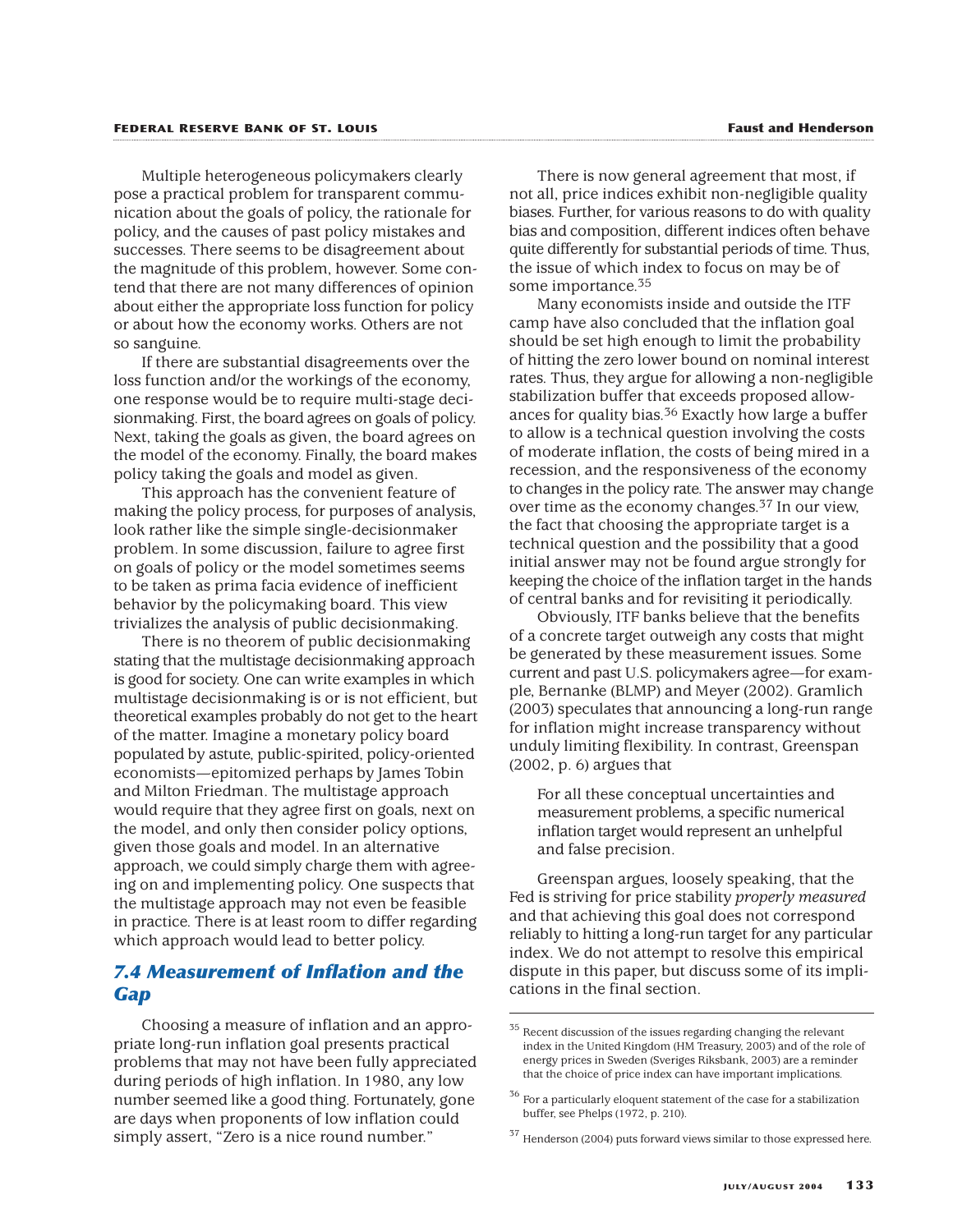Multiple heterogeneous policymakers clearly pose a practical problem for transparent communication about the goals of policy, the rationale for policy, and the causes of past policy mistakes and successes. There seems to be disagreement about the magnitude of this problem, however. Some contend that there are not many differences of opinion about either the appropriate loss function for policy or about how the economy works. Others are not so sanguine.

If there are substantial disagreements over the loss function and/or the workings of the economy, one response would be to require multi-stage decisionmaking. First, the board agrees on goals of policy. Next, taking the goals as given, the board agrees on the model of the economy. Finally, the board makes policy taking the goals and model as given.

This approach has the convenient feature of making the policy process, for purposes of analysis, look rather like the simple single-decisionmaker problem. In some discussion, failure to agree first on goals of policy or the model sometimes seems to be taken as prima facia evidence of inefficient behavior by the policymaking board. This view trivializes the analysis of public decisionmaking.

There is no theorem of public decisionmaking stating that the multistage decisionmaking approach is good for society. One can write examples in which multistage decisionmaking is or is not efficient, but theoretical examples probably do not get to the heart of the matter. Imagine a monetary policy board populated by astute, public-spirited, policy-oriented economists—epitomized perhaps by James Tobin and Milton Friedman. The multistage approach would require that they agree first on goals, next on the model, and only then consider policy options, given those goals and model. In an alternative approach, we could simply charge them with agreeing on and implementing policy. One suspects that the multistage approach may not even be feasible in practice. There is at least room to differ regarding which approach would lead to better policy.

## 7.4 Measurement of Inflation and the Gap

Choosing a measure of inflation and an appropriate long-run inflation goal presents practical problems that may not have been fully appreciated during periods of high inflation. In 1980, any low number seemed like a good thing. Fortunately, gone are days when proponents of low inflation could simply assert, "Zero is a nice round number."

There is now general agreement that most, if not all, price indices exhibit non-negligible quality biases. Further, for various reasons to do with quality bias and composition, different indices often behave quite differently for substantial periods of time. Thus, the issue of which index to focus on may be of some importance.[35]

Many economists inside and outside the ITF camp have also concluded that the inflation goal should be set high enough to limit the probability of hitting the zero lower bound on nominal interest rates. Thus, they argue for allowing a non-negligible stabilization buffer that exceeds proposed allowances for quality bias.[36] Exactly how large a buffer to allow is a technical question involving the costs of moderate inflation, the costs of being mired in a recession, and the responsiveness of the economy to changes in the policy rate. The answer may change over time as the economy changes.[37] In our view, the fact that choosing the appropriate target is a technical question and the possibility that a good initial answer may not be found argue strongly for keeping the choice of the inflation target in the hands of central banks and for revisiting it periodically.

Obviously, ITF banks believe that the benefits of a concrete target outweigh any costs that might be generated by these measurement issues. Some current and past U.S. policymakers agree—for example, Bernanke (BLMP) and Meyer (2002). Gramlich (2003) speculates that announcing a long-run range for inflation might increase transparency without unduly limiting flexibility. In contrast, Greenspan (2002, p. 6) argues that

> For all these conceptual uncertainties and measurement problems, a specific numerical inflation target would represent an unhelpful and false precision.

Greenspan argues, loosely speaking, that the Fed is striving for price stability *properly measured* and that achieving this goal does not correspond reliably to hitting a long-run target for any particular index. We do not attempt to resolve this empirical dispute in this paper, but discuss some of its implications in the final section.

---

[35] Recent discussion of the issues regarding changing the relevant index in the United Kingdom (HM Treasury, 2003) and of the role of energy prices in Sweden (Sveriges Riksbank, 2003) are a reminder that the choice of price index can have important implications.

[36] For a particularly eloquent statement of the case for a stabilization buffer, see Phelps (1972, p. 210).

[37] Henderson (2004) puts forward views similar to those expressed here.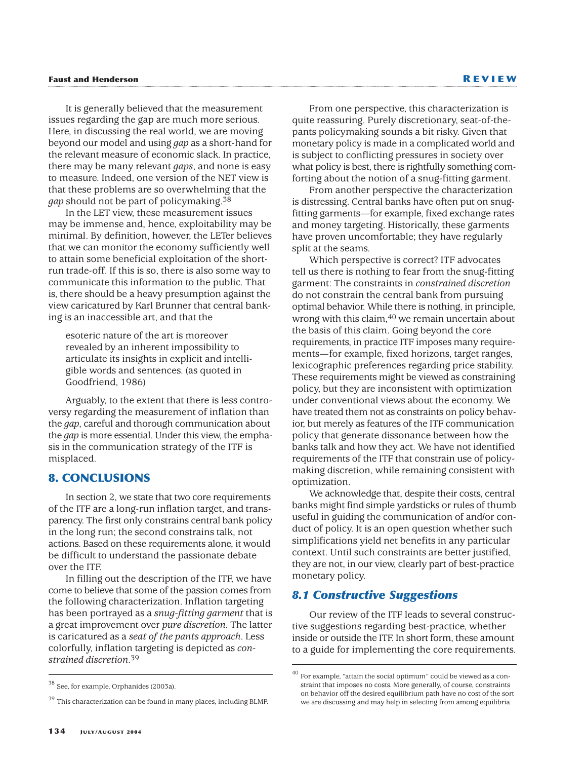It is generally believed that the measurement issues regarding the gap are much more serious. Here, in discussing the real world, we are moving beyond our model and using *gap* as a short-hand for the relevant measure of economic slack. In practice, there may be many relevant *gaps*, and none is easy to measure. Indeed, one version of the NET view is that these problems are so overwhelming that the *gap* should not be part of policymaking.[38]

In the LET view, these measurement issues may be immense and, hence, exploitability may be minimal. By definition, however, the LETer believes that we can monitor the economy sufficiently well to attain some beneficial exploitation of the short-run trade-off. If this is so, there is also some way to communicate this information to the public. That is, there should be a heavy presumption against the view caricatured by Karl Brunner that central banking is an inaccessible art, and that the

> esoteric nature of the art is moreover revealed by an inherent impossibility to articulate its insights in explicit and intelligible words and sentences. (as quoted in Goodfriend, 1986)

Arguably, to the extent that there is less controversy regarding the measurement of inflation than the *gap*, careful and thorough communication about the *gap* is more essential. Under this view, the emphasis in the communication strategy of the ITF is misplaced.

## 8. CONCLUSIONS

In section 2, we state that two core requirements of the ITF are a long-run inflation target, and transparency. The first only constrains central bank policy in the long run; the second constrains talk, not actions. Based on these requirements alone, it would be difficult to understand the passionate debate over the ITF.

In filling out the description of the ITF, we have come to believe that some of the passion comes from the following characterization. Inflation targeting has been portrayed as a *snug-fitting garment* that is a great improvement over *pure discretion*. The latter is caricatured as a *seat of the pants approach*. Less colorfully, inflation targeting is depicted as *constrained discretion*.[39]

From one perspective, this characterization is quite reassuring. Purely discretionary, seat-of-the-pants policymaking sounds a bit risky. Given that monetary policy is made in a complicated world and is subject to conflicting pressures in society over what policy is best, there is rightfully something comforting about the notion of a snug-fitting garment.

From another perspective the characterization is distressing. Central banks have often put on snug-fitting garments—for example, fixed exchange rates and money targeting. Historically, these garments have proven uncomfortable; they have regularly split at the seams.

Which perspective is correct? ITF advocates tell us there is nothing to fear from the snug-fitting garment: The constraints in *constrained discretion* do not constrain the central bank from pursuing optimal behavior. While there is nothing, in principle, wrong with this claim,[40] we remain uncertain about the basis of this claim. Going beyond the core requirements, in practice ITF imposes many requirements—for example, fixed horizons, target ranges, lexicographic preferences regarding price stability. These requirements might be viewed as constraining policy, but they are inconsistent with optimization under conventional views about the economy. We have treated them not as constraints on policy behavior, but merely as features of the ITF communication policy that generate dissonance between how the banks talk and how they act. We have not identified requirements of the ITF that constrain use of policymaking discretion, while remaining consistent with optimization.

We acknowledge that, despite their costs, central banks might find simple yardsticks or rules of thumb useful in guiding the communication of and/or conduct of policy. It is an open question whether such simplifications yield net benefits in any particular context. Until such constraints are better justified, they are not, in our view, clearly part of best-practice monetary policy.

### 8.1 Constructive Suggestions

Our review of the ITF leads to several constructive suggestions regarding best-practice, whether inside or outside the ITF. In short form, these amount to a guide for implementing the core requirements.

---

[38] See, for example, Orphanides (2003a).

[39] This characterization can be found in many places, including BLMP.

[40] For example, "attain the social optimum" could be viewed as a constraint that imposes no costs. More generally, of course, constraints on behavior off the desired equilibrium path have no cost of the sort we are discussing and may help in selecting from among equilibria.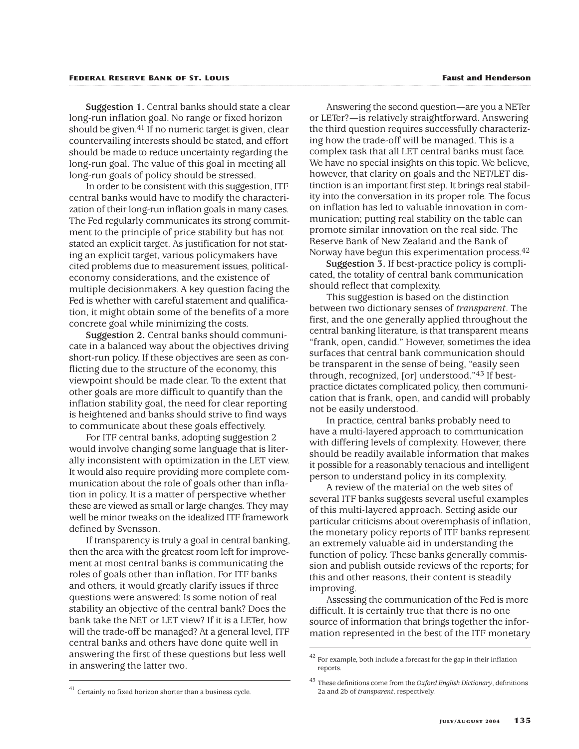**Suggestion 1.** Central banks should state a clear long-run inflation goal. No range or fixed horizon should be given.[41] If no numeric target is given, clear countervailing interests should be stated, and effort should be made to reduce uncertainty regarding the long-run goal. The value of this goal in meeting all long-run goals of policy should be stressed.

In order to be consistent with this suggestion, ITF central banks would have to modify the characterization of their long-run inflation goals in many cases. The Fed regularly communicates its strong commitment to the principle of price stability but has not stated an explicit target. As justification for not stating an explicit target, various policymakers have cited problems due to measurement issues, political-economy considerations, and the existence of multiple decisionmakers. A key question facing the Fed is whether with careful statement and qualification, it might obtain some of the benefits of a more concrete goal while minimizing the costs.

**Suggestion 2.** Central banks should communicate in a balanced way about the objectives driving short-run policy. If these objectives are seen as conflicting due to the structure of the economy, this viewpoint should be made clear. To the extent that other goals are more difficult to quantify than the inflation stability goal, the need for clear reporting is heightened and banks should strive to find ways to communicate about these goals effectively.

For ITF central banks, adopting suggestion 2 would involve changing some language that is literally inconsistent with optimization in the LET view. It would also require providing more complete communication about the role of goals other than inflation in policy. It is a matter of perspective whether these are viewed as small or large changes. They may well be minor tweaks on the idealized ITF framework defined by Svensson.

If transparency is truly a goal in central banking, then the area with the greatest room left for improvement at most central banks is communicating the roles of goals other than inflation. For ITF banks and others, it would greatly clarify issues if three questions were answered: Is some notion of real stability an objective of the central bank? Does the bank take the NET or LET view? If it is a LETer, how will the trade-off be managed? At a general level, ITF central banks and others have done quite well in answering the first of these questions but less well in answering the latter two.

Answering the second question—are you a NETer or LETer?—is relatively straightforward. Answering the third question requires successfully characterizing how the trade-off will be managed. This is a complex task that all LET central banks must face. We have no special insights on this topic. We believe, however, that clarity on goals and the NET/LET distinction is an important first step. It brings real stability into the conversation in its proper role. The focus on inflation has led to valuable innovation in communication; putting real stability on the table can promote similar innovation on the real side. The Reserve Bank of New Zealand and the Bank of Norway have begun this experimentation process.[42]

**Suggestion 3.** If best-practice policy is complicated, the totality of central bank communication should reflect that complexity.

This suggestion is based on the distinction between two dictionary senses of *transparent*. The first, and the one generally applied throughout the central banking literature, is that transparent means "frank, open, candid." However, sometimes the idea surfaces that central bank communication should be transparent in the sense of being, "easily seen through, recognized, [or] understood."[43] If best-practice dictates complicated policy, then communication that is frank, open, and candid will probably not be easily understood.

In practice, central banks probably need to have a multi-layered approach to communication with differing levels of complexity. However, there should be readily available information that makes it possible for a reasonably tenacious and intelligent person to understand policy in its complexity.

A review of the material on the web sites of several ITF banks suggests several useful examples of this multi-layered approach. Setting aside our particular criticisms about overemphasis of inflation, the monetary policy reports of ITF banks represent an extremely valuable aid in understanding the function of policy. These banks generally commission and publish outside reviews of the reports; for this and other reasons, their content is steadily improving.

Assessing the communication of the Fed is more difficult. It is certainly true that there is no one source of information that brings together the information represented in the best of the ITF monetary

---

[41] Certainly no fixed horizon shorter than a business cycle.

[42] For example, both include a forecast for the gap in their inflation reports.

[43] These definitions come from the *Oxford English Dictionary*, definitions 2a and 2b of *transparent*, respectively.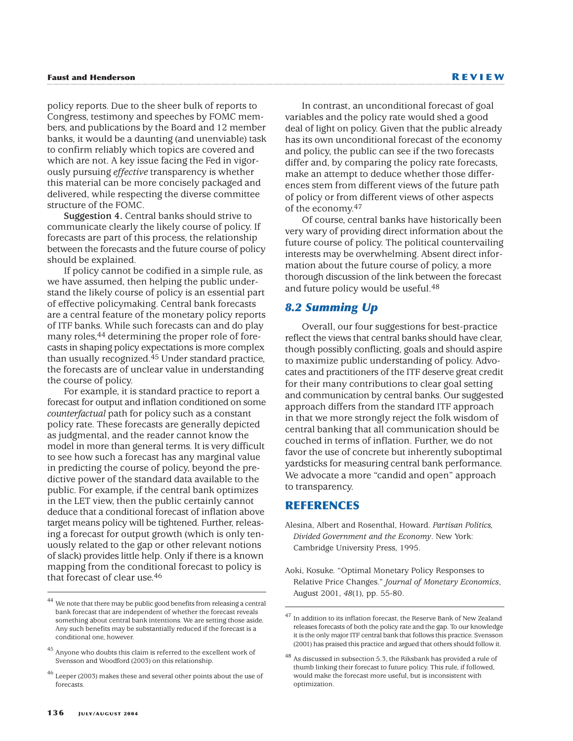policy reports. Due to the sheer bulk of reports to Congress, testimony and speeches by FOMC members, and publications by the Board and 12 member banks, it would be a daunting (and unenviable) task to confirm reliably which topics are covered and which are not. A key issue facing the Fed in vigorously pursuing *effective* transparency is whether this material can be more concisely packaged and delivered, while respecting the diverse committee structure of the FOMC.

**Suggestion 4.** Central banks should strive to communicate clearly the likely course of policy. If forecasts are part of this process, the relationship between the forecasts and the future course of policy should be explained.

If policy cannot be codified in a simple rule, as we have assumed, then helping the public understand the likely course of policy is an essential part of effective policymaking. Central bank forecasts are a central feature of the monetary policy reports of ITF banks. While such forecasts can and do play many roles,[44] determining the proper role of forecasts in shaping policy expectations is more complex than usually recognized.[45] Under standard practice, the forecasts are of unclear value in understanding the course of policy.

For example, it is standard practice to report a forecast for output and inflation conditioned on some *counterfactual* path for policy such as a constant policy rate. These forecasts are generally depicted as judgmental, and the reader cannot know the model in more than general terms. It is very difficult to see how such a forecast has any marginal value in predicting the course of policy, beyond the predictive power of the standard data available to the public. For example, if the central bank optimizes in the LET view, then the public certainly cannot deduce that a conditional forecast of inflation above target means policy will be tightened. Further, releasing a forecast for output growth (which is only tenuously related to the gap or other relevant notions of slack) provides little help. Only if there is a known mapping from the conditional forecast to policy is that forecast of clear use.[46]

In contrast, an unconditional forecast of goal variables and the policy rate would shed a good deal of light on policy. Given that the public already has its own unconditional forecast of the economy and policy, the public can see if the two forecasts differ and, by comparing the policy rate forecasts, make an attempt to deduce whether those differences stem from different views of the future path of policy or from different views of other aspects of the economy.[47]

Of course, central banks have historically been very wary of providing direct information about the future course of policy. The political countervailing interests may be overwhelming. Absent direct information about the future course of policy, a more thorough discussion of the link between the forecast and future policy would be useful.[48]

### *8.2 Summing Up*

Overall, our four suggestions for best-practice reflect the views that central banks should have clear, though possibly conflicting, goals and should aspire to maximize public understanding of policy. Advocates and practitioners of the ITF deserve great credit for their many contributions to clear goal setting and communication by central banks. Our suggested approach differs from the standard ITF approach in that we more strongly reject the folk wisdom of central banking that all communication should be couched in terms of inflation. Further, we do not favor the use of concrete but inherently suboptimal yardsticks for measuring central bank performance. We advocate a more "candid and open" approach to transparency.

## REFERENCES

Alesina, Albert and Rosenthal, Howard. *Partisan Politics, Divided Government and the Economy*. New York: Cambridge University Press, 1995.

Aoki, Kosuke. "Optimal Monetary Policy Responses to Relative Price Changes." *Journal of Monetary Economics*, August 2001, *48*(1), pp. 55-80.

---

[44] We note that there may be public good benefits from releasing a central bank forecast that are independent of whether the forecast reveals something about central bank intentions. We are setting those aside. Any such benefits may be substantially reduced if the forecast is a conditional one, however.

[45] Anyone who doubts this claim is referred to the excellent work of Svensson and Woodford (2003) on this relationship.

[46] Leeper (2003) makes these and several other points about the use of forecasts.

[47] In addition to its inflation forecast, the Reserve Bank of New Zealand releases forecasts of both the policy rate and the gap. To our knowledge it is the only major ITF central bank that follows this practice. Svensson (2001) has praised this practice and argued that others should follow it.

[48] As discussed in subsection 5.3, the Riksbank has provided a rule of thumb linking their forecast to future policy. This rule, if followed, would make the forecast more useful, but is inconsistent with optimization.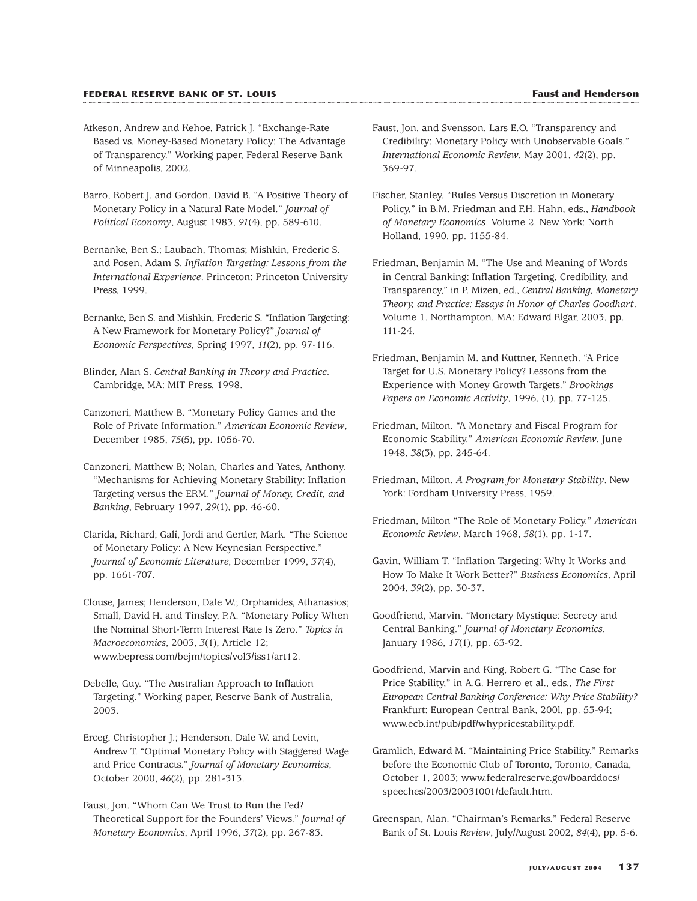Atkeson, Andrew and Kehoe, Patrick J. "Exchange-Rate Based vs. Money-Based Monetary Policy: The Advantage of Transparency." Working paper, Federal Reserve Bank of Minneapolis, 2002.

Barro, Robert J. and Gordon, David B. "A Positive Theory of Monetary Policy in a Natural Rate Model." *Journal of Political Economy*, August 1983, *91*(4), pp. 589-610.

Bernanke, Ben S.; Laubach, Thomas; Mishkin, Frederic S. and Posen, Adam S. *Inflation Targeting: Lessons from the International Experience*. Princeton: Princeton University Press, 1999.

Bernanke, Ben S. and Mishkin, Frederic S. "Inflation Targeting: A New Framework for Monetary Policy?" *Journal of Economic Perspectives*, Spring 1997, *11*(2), pp. 97-116.

Blinder, Alan S. *Central Banking in Theory and Practice*. Cambridge, MA: MIT Press, 1998.

Canzoneri, Matthew B. "Monetary Policy Games and the Role of Private Information." *American Economic Review*, December 1985, *75*(5), pp. 1056-70.

Canzoneri, Matthew B; Nolan, Charles and Yates, Anthony. "Mechanisms for Achieving Monetary Stability: Inflation Targeting versus the ERM." *Journal of Money, Credit, and Banking*, February 1997, *29*(1), pp. 46-60.

Clarida, Richard; Galí, Jordi and Gertler, Mark. "The Science of Monetary Policy: A New Keynesian Perspective." *Journal of Economic Literature*, December 1999, *37*(4), pp. 1661-707.

Clouse, James; Henderson, Dale W.; Orphanides, Athanasios; Small, David H. and Tinsley, P.A. "Monetary Policy When the Nominal Short-Term Interest Rate Is Zero." *Topics in Macroeconomics*, 2003, *3*(1), Article 12; www.bepress.com/bejm/topics/vol3/iss1/art12.

Debelle, Guy. "The Australian Approach to Inflation Targeting." Working paper, Reserve Bank of Australia, 2003.

Erceg, Christopher J.; Henderson, Dale W. and Levin, Andrew T. "Optimal Monetary Policy with Staggered Wage and Price Contracts." *Journal of Monetary Economics*, October 2000, *46*(2), pp. 281-313.

Faust, Jon. "Whom Can We Trust to Run the Fed? Theoretical Support for the Founders' Views." *Journal of Monetary Economics*, April 1996, *37*(2), pp. 267-83.

Faust, Jon, and Svensson, Lars E.O. "Transparency and Credibility: Monetary Policy with Unobservable Goals." *International Economic Review*, May 2001, *42*(2), pp. 369-97.

Fischer, Stanley. "Rules Versus Discretion in Monetary Policy," in B.M. Friedman and F.H. Hahn, eds., *Handbook of Monetary Economics*. Volume 2. New York: North Holland, 1990, pp. 1155-84.

Friedman, Benjamin M. "The Use and Meaning of Words in Central Banking: Inflation Targeting, Credibility, and Transparency," in P. Mizen, ed., *Central Banking, Monetary Theory, and Practice: Essays in Honor of Charles Goodhart*. Volume 1. Northampton, MA: Edward Elgar, 2003, pp. 111-24.

Friedman, Benjamin M. and Kuttner, Kenneth. "A Price Target for U.S. Monetary Policy? Lessons from the Experience with Money Growth Targets." *Brookings Papers on Economic Activity*, 1996, (1), pp. 77-125.

Friedman, Milton. "A Monetary and Fiscal Program for Economic Stability." *American Economic Review*, June 1948, *38*(3), pp. 245-64.

Friedman, Milton. *A Program for Monetary Stability*. New York: Fordham University Press, 1959.

Friedman, Milton "The Role of Monetary Policy." *American Economic Review*, March 1968, *58*(1), pp. 1-17.

Gavin, William T. "Inflation Targeting: Why It Works and How To Make It Work Better?" *Business Economics*, April 2004, *39*(2), pp. 30-37.

Goodfriend, Marvin. "Monetary Mystique: Secrecy and Central Banking." *Journal of Monetary Economics*, January 1986, *17*(1), pp. 63-92.

Goodfriend, Marvin and King, Robert G. "The Case for Price Stability," in A.G. Herrero et al., eds., *The First European Central Banking Conference: Why Price Stability?* Frankfurt: European Central Bank, 200l, pp. 53-94; www.ecb.int/pub/pdf/whypricestability.pdf.

Gramlich, Edward M. "Maintaining Price Stability." Remarks before the Economic Club of Toronto, Toronto, Canada, October 1, 2003; www.federalreserve.gov/boarddocs/speeches/2003/20031001/default.htm.

Greenspan, Alan. "Chairman's Remarks." Federal Reserve Bank of St. Louis *Review*, July/August 2002, *84*(4), pp. 5-6.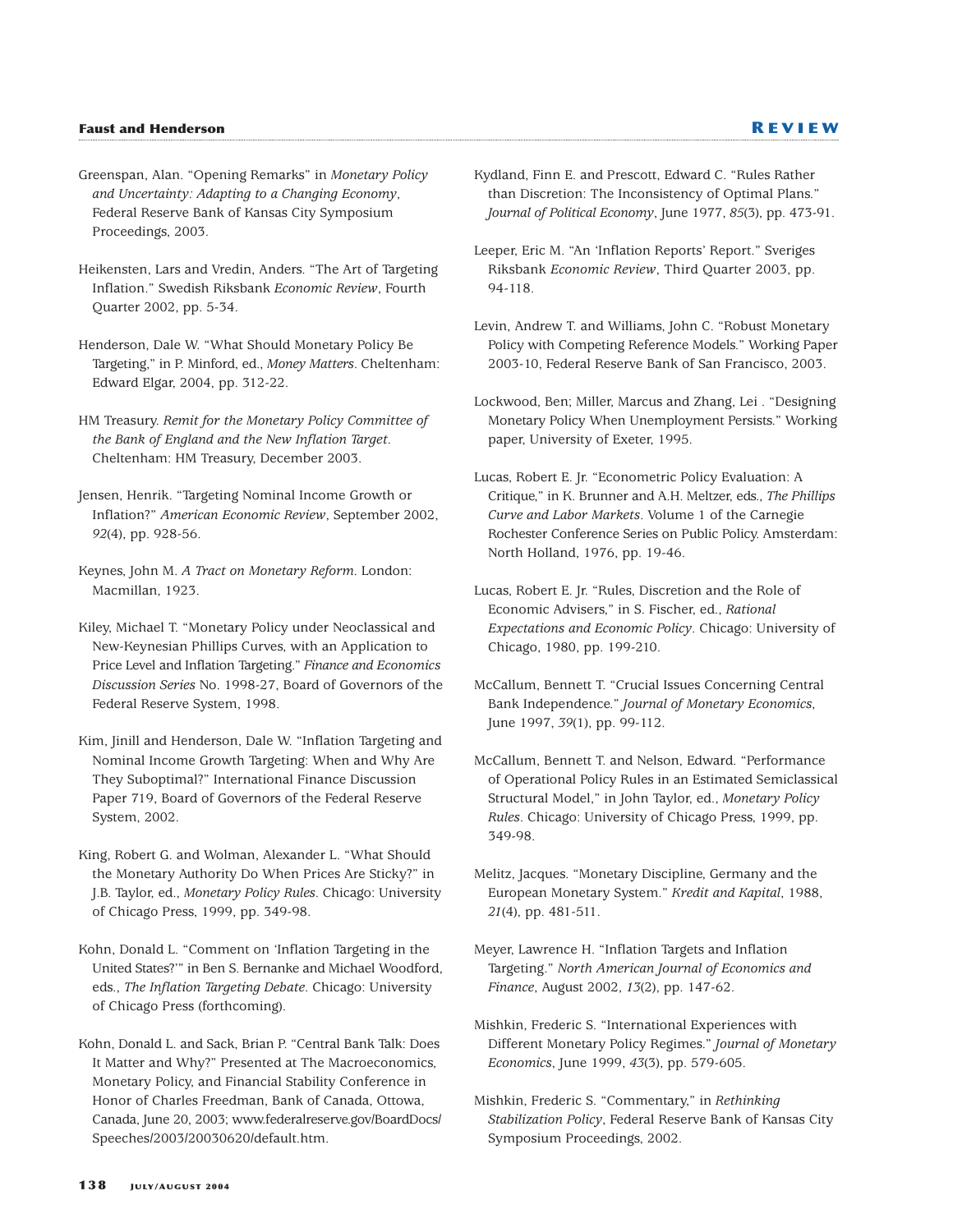Greenspan, Alan. "Opening Remarks" in *Monetary Policy and Uncertainty: Adapting to a Changing Economy*, Federal Reserve Bank of Kansas City Symposium Proceedings, 2003.

Heikensten, Lars and Vredin, Anders. "The Art of Targeting Inflation." Swedish Riksbank *Economic Review*, Fourth Quarter 2002, pp. 5-34.

Henderson, Dale W. "What Should Monetary Policy Be Targeting," in P. Minford, ed., *Money Matters*. Cheltenham: Edward Elgar, 2004, pp. 312-22.

HM Treasury. *Remit for the Monetary Policy Committee of the Bank of England and the New Inflation Target*. Cheltenham: HM Treasury, December 2003.

Jensen, Henrik. "Targeting Nominal Income Growth or Inflation?" *American Economic Review*, September 2002, *92*(4), pp. 928-56.

Keynes, John M. *A Tract on Monetary Reform*. London: Macmillan, 1923.

Kiley, Michael T. "Monetary Policy under Neoclassical and New-Keynesian Phillips Curves, with an Application to Price Level and Inflation Targeting." *Finance and Economics Discussion Series* No. 1998-27, Board of Governors of the Federal Reserve System, 1998.

Kim, Jinill and Henderson, Dale W. "Inflation Targeting and Nominal Income Growth Targeting: When and Why Are They Suboptimal?" International Finance Discussion Paper 719, Board of Governors of the Federal Reserve System, 2002.

King, Robert G. and Wolman, Alexander L. "What Should the Monetary Authority Do When Prices Are Sticky?" in J.B. Taylor, ed., *Monetary Policy Rules*. Chicago: University of Chicago Press, 1999, pp. 349-98.

Kohn, Donald L. "Comment on 'Inflation Targeting in the United States?'" in Ben S. Bernanke and Michael Woodford, eds., *The Inflation Targeting Debate*. Chicago: University of Chicago Press (forthcoming).

Kohn, Donald L. and Sack, Brian P. "Central Bank Talk: Does It Matter and Why?" Presented at The Macroeconomics, Monetary Policy, and Financial Stability Conference in Honor of Charles Freedman, Bank of Canada, Ottowa, Canada, June 20, 2003; www.federalreserve.gov/BoardDocs/Speeches/2003/20030620/default.htm.

Kydland, Finn E. and Prescott, Edward C. "Rules Rather than Discretion: The Inconsistency of Optimal Plans." *Journal of Political Economy*, June 1977, *85*(3), pp. 473-91.

Leeper, Eric M. "An 'Inflation Reports' Report." Sveriges Riksbank *Economic Review*, Third Quarter 2003, pp. 94-118.

Levin, Andrew T. and Williams, John C. "Robust Monetary Policy with Competing Reference Models." Working Paper 2003-10, Federal Reserve Bank of San Francisco, 2003.

Lockwood, Ben; Miller, Marcus and Zhang, Lei . "Designing Monetary Policy When Unemployment Persists." Working paper, University of Exeter, 1995.

Lucas, Robert E. Jr. "Econometric Policy Evaluation: A Critique," in K. Brunner and A.H. Meltzer, eds., *The Phillips Curve and Labor Markets*. Volume 1 of the Carnegie Rochester Conference Series on Public Policy. Amsterdam: North Holland, 1976, pp. 19-46.

Lucas, Robert E. Jr. "Rules, Discretion and the Role of Economic Advisers," in S. Fischer, ed., *Rational Expectations and Economic Policy*. Chicago: University of Chicago, 1980, pp. 199-210.

McCallum, Bennett T. "Crucial Issues Concerning Central Bank Independence." *Journal of Monetary Economics*, June 1997, *39*(1), pp. 99-112.

McCallum, Bennett T. and Nelson, Edward. "Performance of Operational Policy Rules in an Estimated Semiclassical Structural Model," in John Taylor, ed., *Monetary Policy Rules*. Chicago: University of Chicago Press, 1999, pp. 349-98.

Melitz, Jacques. "Monetary Discipline, Germany and the European Monetary System." *Kredit and Kapital*, 1988, *21*(4), pp. 481-511.

Meyer, Lawrence H. "Inflation Targets and Inflation Targeting." *North American Journal of Economics and Finance*, August 2002, *13*(2), pp. 147-62.

Mishkin, Frederic S. "International Experiences with Different Monetary Policy Regimes." *Journal of Monetary Economics*, June 1999, *43*(3), pp. 579-605.

Mishkin, Frederic S. "Commentary," in *Rethinking Stabilization Policy*, Federal Reserve Bank of Kansas City Symposium Proceedings, 2002.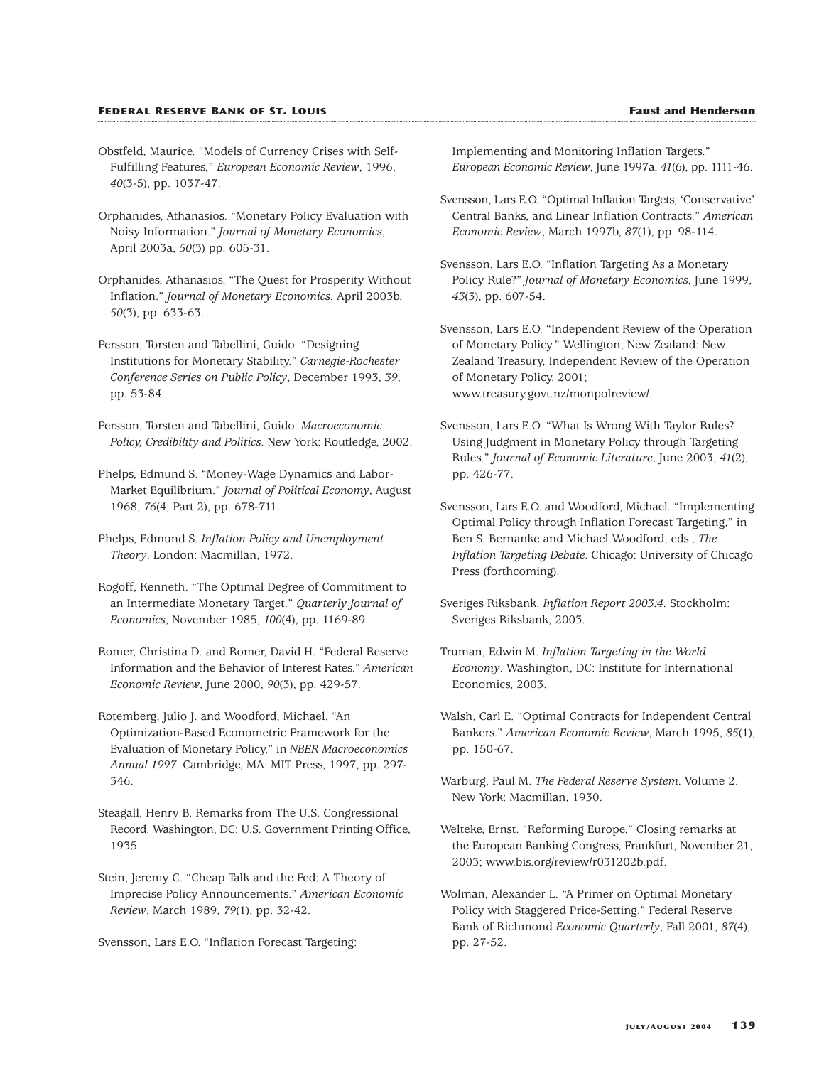Obstfeld, Maurice. "Models of Currency Crises with Self-Fulfilling Features," *European Economic Review*, 1996, *40*(3-5), pp. 1037-47.

Orphanides, Athanasios. "Monetary Policy Evaluation with Noisy Information." *Journal of Monetary Economics*, April 2003a, *50*(3) pp. 605-31.

Orphanides, Athanasios. "The Quest for Prosperity Without Inflation." *Journal of Monetary Economics*, April 2003b, *50*(3), pp. 633-63.

Persson, Torsten and Tabellini, Guido. "Designing Institutions for Monetary Stability." *Carnegie-Rochester Conference Series on Public Policy*, December 1993, *39*, pp. 53-84.

Persson, Torsten and Tabellini, Guido. *Macroeconomic Policy, Credibility and Politics*. New York: Routledge, 2002.

Phelps, Edmund S. "Money-Wage Dynamics and Labor-Market Equilibrium." *Journal of Political Economy*, August 1968, *76*(4, Part 2), pp. 678-711.

Phelps, Edmund S. *Inflation Policy and Unemployment Theory*. London: Macmillan, 1972.

Rogoff, Kenneth. "The Optimal Degree of Commitment to an Intermediate Monetary Target." *Quarterly Journal of Economics*, November 1985, *100*(4), pp. 1169-89.

Romer, Christina D. and Romer, David H. "Federal Reserve Information and the Behavior of Interest Rates." *American Economic Review*, June 2000, *90*(3), pp. 429-57.

Rotemberg, Julio J. and Woodford, Michael. "An Optimization-Based Econometric Framework for the Evaluation of Monetary Policy," in *NBER Macroeconomics Annual 1997*. Cambridge, MA: MIT Press, 1997, pp. 297-346.

Steagall, Henry B. Remarks from The U.S. Congressional Record. Washington, DC: U.S. Government Printing Office, 1935.

Stein, Jeremy C. "Cheap Talk and the Fed: A Theory of Imprecise Policy Announcements." *American Economic Review*, March 1989, *79*(1), pp. 32-42.

Svensson, Lars E.O. "Inflation Forecast Targeting: Implementing and Monitoring Inflation Targets." *European Economic Review*, June 1997a, *41*(6), pp. 1111-46.

Svensson, Lars E.O. "Optimal Inflation Targets, 'Conservative' Central Banks, and Linear Inflation Contracts." *American Economic Review*, March 1997b, *87*(1), pp. 98-114.

Svensson, Lars E.O. "Inflation Targeting As a Monetary Policy Rule?" *Journal of Monetary Economics*, June 1999, *43*(3), pp. 607-54.

Svensson, Lars E.O. "Independent Review of the Operation of Monetary Policy." Wellington, New Zealand: New Zealand Treasury, Independent Review of the Operation of Monetary Policy, 2001; www.treasury.govt.nz/monpolreview/.

Svensson, Lars E.O. "What Is Wrong With Taylor Rules? Using Judgment in Monetary Policy through Targeting Rules." *Journal of Economic Literature*, June 2003, *41*(2), pp. 426-77.

Svensson, Lars E.O. and Woodford, Michael. "Implementing Optimal Policy through Inflation Forecast Targeting," in Ben S. Bernanke and Michael Woodford, eds., *The Inflation Targeting Debate*. Chicago: University of Chicago Press (forthcoming).

Sveriges Riksbank. *Inflation Report 2003:4*. Stockholm: Sveriges Riksbank, 2003.

Truman, Edwin M. *Inflation Targeting in the World Economy*. Washington, DC: Institute for International Economics, 2003.

Walsh, Carl E. "Optimal Contracts for Independent Central Bankers." *American Economic Review*, March 1995, *85*(1), pp. 150-67.

Warburg, Paul M. *The Federal Reserve System*. Volume 2. New York: Macmillan, 1930.

Welteke, Ernst. "Reforming Europe." Closing remarks at the European Banking Congress, Frankfurt, November 21, 2003; www.bis.org/review/r031202b.pdf.

Wolman, Alexander L. "A Primer on Optimal Monetary Policy with Staggered Price-Setting." Federal Reserve Bank of Richmond *Economic Quarterly*, Fall 2001, *87*(4), pp. 27-52.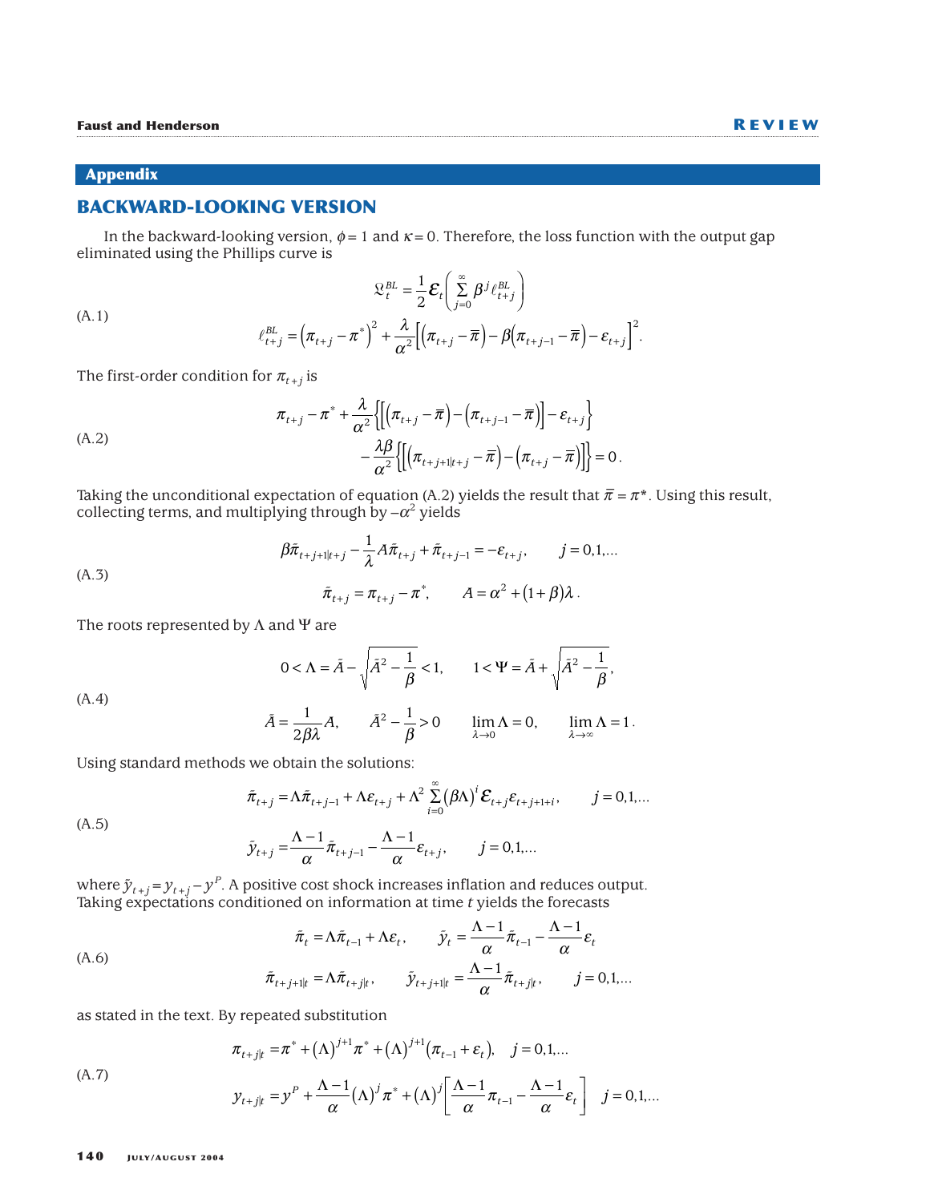## Appendix

## BACKWARD-LOOKING VERSION

In the backward-looking version, $\phi = 1$ and $\kappa = 0$. Therefore, the loss function with the output gap eliminated using the Phillips curve is

$$\mathfrak{L}_t^{BL} = \frac{1}{2}\mathcal{E}_t\left(\sum_{j=0}^{\infty}\beta^j \ell_{t+j}^{BL}\right)$$
$$\ell_{t+j}^{BL} = \left(\pi_{t+j} - \pi^*\right)^2 + \frac{\lambda}{\alpha^2}\left[\left(\pi_{t+j} - \overline{\pi}\right) - \beta\left(\pi_{t+j-1} - \overline{\pi}\right) - \varepsilon_{t+j}\right]^2. \tag{A.1}$$

The first-order condition for $\pi_{t+j}$ is

$$\pi_{t+j} - \pi^* + \frac{\lambda}{\alpha^2}\left\{\left[\left(\pi_{t+j} - \overline{\pi}\right) - \left(\pi_{t+j-1} - \overline{\pi}\right)\right] - \varepsilon_{t+j}\right\}$$
$$- \frac{\lambda\beta}{\alpha^2}\left\{\left[\left(\pi_{t+j+1|t+j} - \overline{\pi}\right) - \left(\pi_{t+j} - \overline{\pi}\right)\right]\right\} = 0. \tag{A.2}$$

Taking the unconditional expectation of equation (A.2) yields the result that $\overline{\pi} = \pi^*$. Using this result, collecting terms, and multiplying through by $-\alpha^2$ yields

$$\beta\tilde{\pi}_{t+j+1|t+j} - \frac{1}{\lambda}A\tilde{\pi}_{t+j} + \tilde{\pi}_{t+j-1} = -\varepsilon_{t+j}, \qquad j = 0,1,...$$
$$\tilde{\pi}_{t+j} = \pi_{t+j} - \pi^*, \qquad A = \alpha^2 + (1+\beta)\lambda. \tag{A.3}$$

The roots represented by $\Lambda$ and $\Psi$ are

$$0 < \Lambda = \tilde{A} - \sqrt{\tilde{A}^2 - \frac{1}{\beta}} < 1, \qquad 1 < \Psi = \tilde{A} + \sqrt{\tilde{A}^2 - \frac{1}{\beta}},$$
$$\tilde{A} = \frac{1}{2\beta\lambda}A, \qquad \tilde{A}^2 - \frac{1}{\beta} > 0 \qquad \lim_{\lambda \to 0}\Lambda = 0, \qquad \lim_{\lambda \to \infty}\Lambda = 1. \tag{A.4}$$

Using standard methods we obtain the solutions:

$$\tilde{\pi}_{t+j} = \Lambda\tilde{\pi}_{t+j-1} + \Lambda\varepsilon_{t+j} + \Lambda^2\sum_{i=0}^{\infty}(\beta\Lambda)^i\mathcal{E}_{t+j}\varepsilon_{t+j+1+i}, \qquad j = 0,1,...$$
$$\tilde{y}_{t+j} = \frac{\Lambda - 1}{\alpha}\tilde{\pi}_{t+j-1} - \frac{\Lambda - 1}{\alpha}\varepsilon_{t+j}, \qquad j = 0,1,... \tag{A.5}$$

where $\tilde{y}_{t+j} = y_{t+j} - y^P$. A positive cost shock increases inflation and reduces output. Taking expectations conditioned on information at time $t$ yields the forecasts

$$\tilde{\pi}_t = \Lambda\tilde{\pi}_{t-1} + \Lambda\varepsilon_t, \qquad \tilde{y}_t = \frac{\Lambda - 1}{\alpha}\tilde{\pi}_{t-1} - \frac{\Lambda - 1}{\alpha}\varepsilon_t$$
$$\tilde{\pi}_{t+j+1|t} = \Lambda\tilde{\pi}_{t+j|t}, \qquad \tilde{y}_{t+j+1|t} = \frac{\Lambda - 1}{\alpha}\tilde{\pi}_{t+j|t}, \qquad j = 0,1,... \tag{A.6}$$

as stated in the text. By repeated substitution

$$\pi_{t+j|t} = \pi^* + (\Lambda)^{j+1}\pi^* + (\Lambda)^{j+1}\left(\pi_{t-1} + \varepsilon_t\right), \quad j = 0,1,...$$
$$y_{t+j|t} = y^P + \frac{\Lambda - 1}{\alpha}(\Lambda)^j\pi^* + (\Lambda)^j\left[\frac{\Lambda - 1}{\alpha}\pi_{t-1} - \frac{\Lambda - 1}{\alpha}\varepsilon_t\right] \quad j = 0,1,... \tag{A.7}$$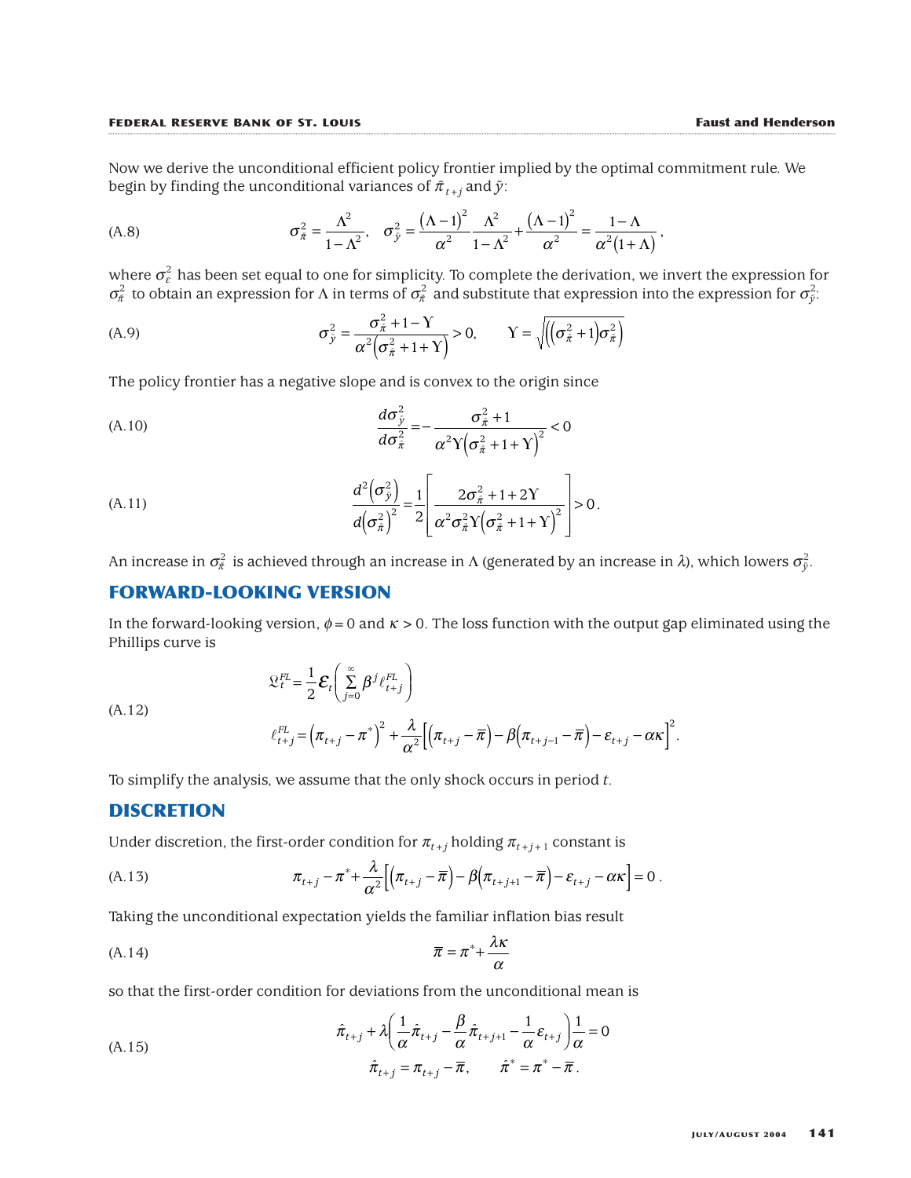Now we derive the unconditional efficient policy frontier implied by the optimal commitment rule. We begin by finding the unconditional variances of $\tilde{\pi}_{t+j}$ and $\tilde{y}$:

$$\sigma_{\tilde{\pi}}^2 = \frac{\Lambda^2}{1-\Lambda^2}, \quad \sigma_{\tilde{y}}^2 = \frac{(\Lambda-1)^2}{\alpha^2}\frac{\Lambda^2}{1-\Lambda^2} + \frac{(\Lambda-1)^2}{\alpha^2} = \frac{1-\Lambda}{\alpha^2(1+\Lambda)}, \tag{A.8}$$

where $\sigma_{\varepsilon}^2$ has been set equal to one for simplicity. To complete the derivation, we invert the expression for $\sigma_{\tilde{\pi}}^2$ to obtain an expression for $\Lambda$ in terms of $\sigma_{\tilde{\pi}}^2$ and substitute that expression into the expression for $\sigma_{\tilde{y}}^2$:

$$\sigma_{\tilde{y}}^2 = \frac{\sigma_{\tilde{\pi}}^2 + 1 - \Upsilon}{\alpha^2\left(\sigma_{\tilde{\pi}}^2 + 1 + \Upsilon\right)} > 0, \qquad \Upsilon = \sqrt{\left(\left(\sigma_{\tilde{\pi}}^2 + 1\right)\sigma_{\tilde{\pi}}^2\right)} \tag{A.9}$$

The policy frontier has a negative slope and is convex to the origin since

$$\frac{d\sigma_{\tilde{y}}^2}{d\sigma_{\tilde{\pi}}^2} = -\frac{\sigma_{\tilde{\pi}}^2 + 1}{\alpha^2\Upsilon\left(\sigma_{\tilde{\pi}}^2 + 1 + \Upsilon\right)^2} < 0 \tag{A.10}$$

$$\frac{d^2\left(\sigma_{\tilde{y}}^2\right)}{d\left(\sigma_{\tilde{\pi}}^2\right)^2} = \frac{1}{2}\left[\frac{2\sigma_{\tilde{\pi}}^2 + 1 + 2\Upsilon}{\alpha^2\sigma_{\tilde{\pi}}^2\Upsilon\left(\sigma_{\tilde{\pi}}^2 + 1 + \Upsilon\right)^2}\right] > 0. \tag{A.11}$$

An increase in $\sigma_{\tilde{\pi}}^2$ is achieved through an increase in $\Lambda$ (generated by an increase in $\lambda$), which lowers $\sigma_{\tilde{y}}^2$.

## FORWARD-LOOKING VERSION

In the forward-looking version, $\phi = 0$ and $\kappa > 0$. The loss function with the output gap eliminated using the Phillips curve is

$$\begin{aligned} \mathfrak{L}_t^{FL} &= \frac{1}{2}\mathcal{E}_t\left(\sum_{j=0}^{\infty}\beta^j \ell_{t+j}^{FL}\right) \\ \ell_{t+j}^{FL} &= \left(\pi_{t+j} - \pi^*\right)^2 + \frac{\lambda}{\alpha^2}\left[\left(\pi_{t+j} - \overline{\pi}\right) - \beta\left(\pi_{t+j-1} - \overline{\pi}\right) - \varepsilon_{t+j} - \alpha\kappa\right]^2. \end{aligned} \tag{A.12}$$

To simplify the analysis, we assume that the only shock occurs in period $t$.

## DISCRETION

Under discretion, the first-order condition for $\pi_{t+j}$ holding $\pi_{t+j+1}$ constant is

$$\pi_{t+j} - \pi^* + \frac{\lambda}{\alpha^2}\left[\left(\pi_{t+j} - \overline{\pi}\right) - \beta\left(\pi_{t+j+1} - \overline{\pi}\right) - \varepsilon_{t+j} - \alpha\kappa\right] = 0. \tag{A.13}$$

Taking the unconditional expectation yields the familiar inflation bias result

$$\overline{\pi} = \pi^* + \frac{\lambda\kappa}{\alpha} \tag{A.14}$$

so that the first-order condition for deviations from the unconditional mean is

$$\begin{aligned} &\hat{\pi}_{t+j} + \lambda\left(\frac{1}{\alpha}\hat{\pi}_{t+j} - \frac{\beta}{\alpha}\hat{\pi}_{t+j+1} - \frac{1}{\alpha}\varepsilon_{t+j}\right)\frac{1}{\alpha} = 0 \\ &\hat{\pi}_{t+j} = \pi_{t+j} - \overline{\pi}, \qquad \hat{\pi}^* = \pi^* - \overline{\pi}. \end{aligned} \tag{A.15}$$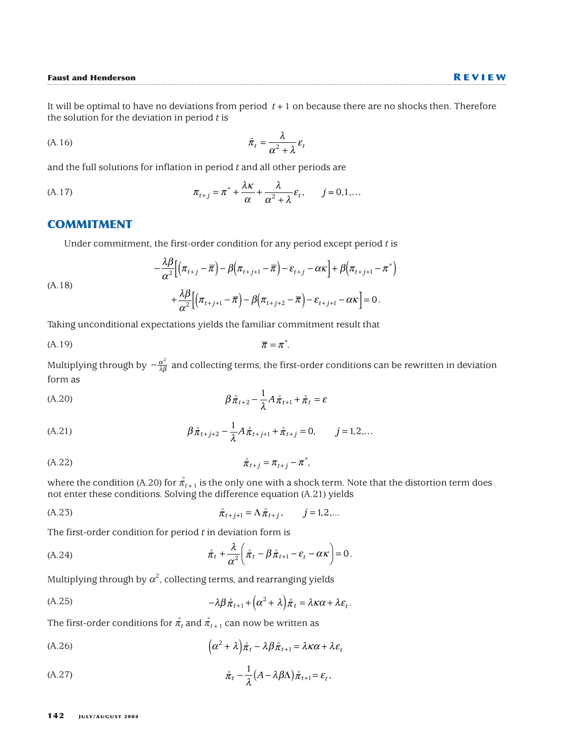It will be optimal to have no deviations from period $t+1$ on because there are no shocks then. Therefore the solution for the deviation in period $t$ is

$$\hat{\pi}_t = \frac{\lambda}{\alpha^2 + \lambda}\varepsilon_t \tag{A.16}$$

and the full solutions for inflation in period $t$ and all other periods are

$$\pi_{t+j} = \pi^* + \frac{\lambda\kappa}{\alpha} + \frac{\lambda}{\alpha^2 + \lambda}\varepsilon_t, \qquad j = 0,1,\ldots \tag{A.17}$$

## COMMITMENT

Under commitment, the first-order condition for any period except period $t$ is

$$\begin{aligned} &-\frac{\lambda\beta}{\alpha^2}\Big[\big(\pi_{t+j} - \overline{\pi}\big) - \beta\big(\pi_{t+j+1} - \overline{\pi}\big) - \varepsilon_{t+j} - \alpha\kappa\Big] + \beta\big(\pi_{t+j+1} - \pi^*\big) \\ &\quad + \frac{\lambda\beta}{\alpha^2}\Big[\big(\pi_{t+j+1} - \overline{\pi}\big) - \beta\big(\pi_{t+j+2} - \overline{\pi}\big) - \varepsilon_{t+j+1} - \alpha\kappa\Big] = 0. \end{aligned} \tag{A.18}$$

Taking unconditional expectations yields the familiar commitment result that

$$\overline{\pi} = \pi^*. \tag{A.19}$$

Multiplying through by $-\frac{\alpha^2}{\lambda\beta}$ and collecting terms, the first-order conditions can be rewritten in deviation form as

$$\beta\mathring{\pi}_{t+2} - \frac{1}{\lambda}A\mathring{\pi}_{t+1} + \mathring{\pi}_t = \varepsilon \tag{A.20}$$

$$\beta\mathring{\pi}_{t+j+2} - \frac{1}{\lambda}A\mathring{\pi}_{t+j+1} + \mathring{\pi}_{t+j} = 0, \qquad j = 1,2,\ldots \tag{A.21}$$

$$\mathring{\pi}_{t+j} = \pi_{t+j} - \pi^*, \tag{A.22}$$

where the condition (A.20) for $\mathring{\pi}_{t+1}$ is the only one with a shock term. Note that the distortion term does not enter these conditions. Solving the difference equation (A.21) yields

$$\mathring{\pi}_{t+j+1} = \Lambda\mathring{\pi}_{t+j}, \qquad j = 1,2,\ldots \tag{A.23}$$

The first-order condition for period $t$ in deviation form is

$$\mathring{\pi}_t + \frac{\lambda}{\alpha^2}\left(\mathring{\pi}_t - \beta\mathring{\pi}_{t+1} - \varepsilon_t - \alpha\kappa\right) = 0. \tag{A.24}$$

Multiplying through by $\alpha^2$, collecting terms, and rearranging yields

$$-\lambda\beta\mathring{\pi}_{t+1} + \left(\alpha^2 + \lambda\right)\mathring{\pi}_t = \lambda\kappa\alpha + \lambda\varepsilon_t. \tag{A.25}$$

The first-order conditions for $\mathring{\pi}_t$ and $\mathring{\pi}_{t+1}$ can now be written as

$$\left(\alpha^2 + \lambda\right)\mathring{\pi}_t - \lambda\beta\mathring{\pi}_{t+1} = \lambda\kappa\alpha + \lambda\varepsilon_t \tag{A.26}$$

$$\mathring{\pi}_t - \frac{1}{\lambda}\left(A - \lambda\beta\Lambda\right)\mathring{\pi}_{t+1} = \varepsilon_t, \tag{A.27}$$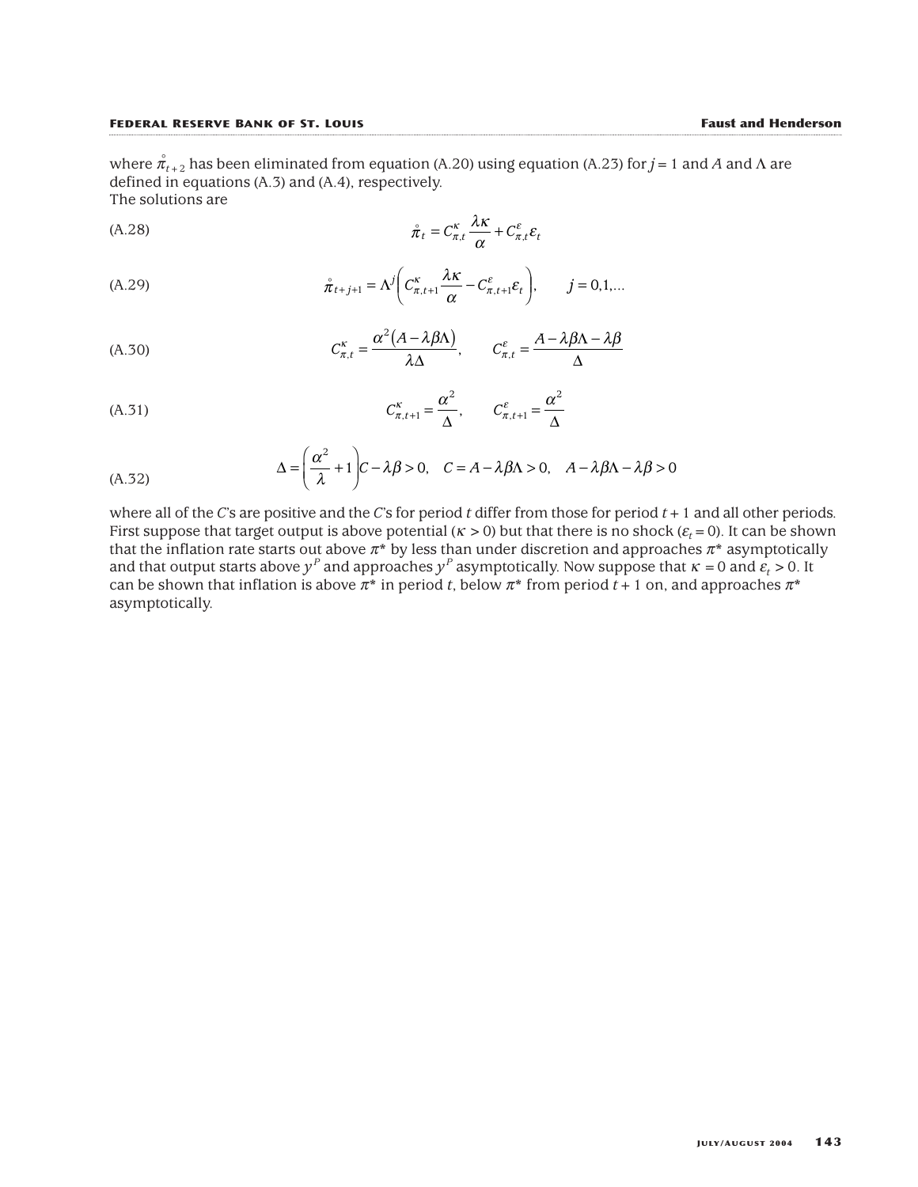where $\mathring{\pi}_{t+2}$ has been eliminated from equation (A.20) using equation (A.23) for $j = 1$ and $A$ and $\Lambda$ are defined in equations (A.3) and (A.4), respectively.

The solutions are

$$\mathring{\pi}_t = C^{\kappa}_{\pi,t} \frac{\lambda\kappa}{\alpha} + C^{\varepsilon}_{\pi,t}\varepsilon_t \tag{A.28}$$

$$\mathring{\pi}_{t+j+1} = \Lambda^j \left( C^{\kappa}_{\pi,t+1} \frac{\lambda\kappa}{\alpha} - C^{\varepsilon}_{\pi,t+1}\varepsilon_t \right), \qquad j = 0,1,... \tag{A.29}$$

$$C^{\kappa}_{\pi,t} = \frac{\alpha^2(A - \lambda\beta\Lambda)}{\lambda\Delta}, \qquad C^{\varepsilon}_{\pi,t} = \frac{A - \lambda\beta\Lambda - \lambda\beta}{\Delta} \tag{A.30}$$

$$C^{\kappa}_{\pi,t+1} = \frac{\alpha^2}{\Delta}, \qquad C^{\varepsilon}_{\pi,t+1} = \frac{\alpha^2}{\Delta} \tag{A.31}$$

$$\Delta = \left(\frac{\alpha^2}{\lambda} + 1\right)C - \lambda\beta > 0, \quad C = A - \lambda\beta\Lambda > 0, \quad A - \lambda\beta\Lambda - \lambda\beta > 0 \tag{A.32}$$

where all of the $C$'s are positive and the $C$'s for period $t$ differ from those for period $t + 1$ and all other periods. First suppose that target output is above potential ($\kappa > 0$) but that there is no shock ($\varepsilon_t = 0$). It can be shown that the inflation rate starts out above $\pi^*$ by less than under discretion and approaches $\pi^*$ asymptotically and that output starts above $y^P$ and approaches $y^P$ asymptotically. Now suppose that $\kappa = 0$ and $\varepsilon_t > 0$. It can be shown that inflation is above $\pi^*$ in period $t$, below $\pi^*$ from period $t + 1$ on, and approaches $\pi^*$ asymptotically.